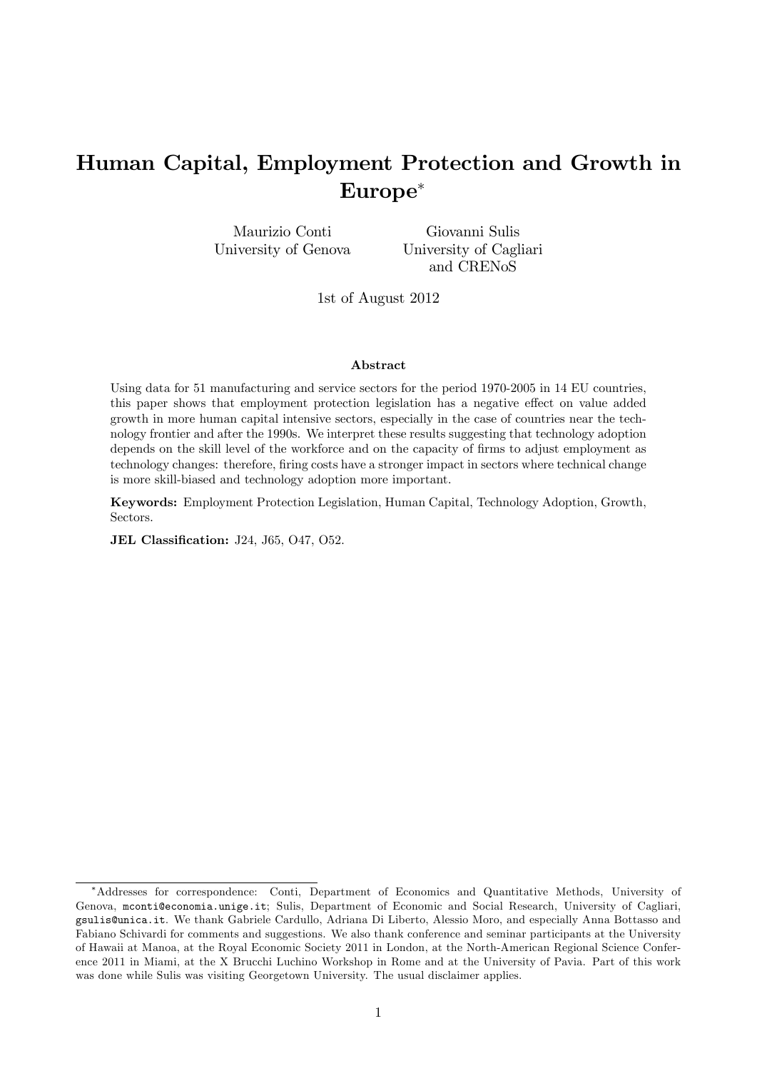# Human Capital, Employment Protection and Growth in Europe[*]

Maurizio Conti
University of Genova

Giovanni Sulis
University of Cagliari
and CRENoS

1st of August 2012

### Abstract

Using data for 51 manufacturing and service sectors for the period 1970-2005 in 14 EU countries, this paper shows that employment protection legislation has a negative effect on value added growth in more human capital intensive sectors, especially in the case of countries near the technology frontier and after the 1990s. We interpret these results suggesting that technology adoption depends on the skill level of the workforce and on the capacity of firms to adjust employment as technology changes: therefore, firing costs have a stronger impact in sectors where technical change is more skill-biased and technology adoption more important.

**Keywords:** Employment Protection Legislation, Human Capital, Technology Adoption, Growth, Sectors.

**JEL Classification:** J24, J65, O47, O52.

---

[*] Addresses for correspondence: Conti, Department of Economics and Quantitative Methods, University of Genova, mconti@economia.unige.it; Sulis, Department of Economic and Social Research, University of Cagliari, gsulis@unica.it. We thank Gabriele Cardullo, Adriana Di Liberto, Alessio Moro, and especially Anna Bottasso and Fabiano Schivardi for comments and suggestions. We also thank conference and seminar participants at the University of Hawaii at Manoa, at the Royal Economic Society 2011 in London, at the North-American Regional Science Conference 2011 in Miami, at the X Brucchi Luchino Workshop in Rome and at the University of Pavia. Part of this work was done while Sulis was visiting Georgetown University. The usual disclaimer applies.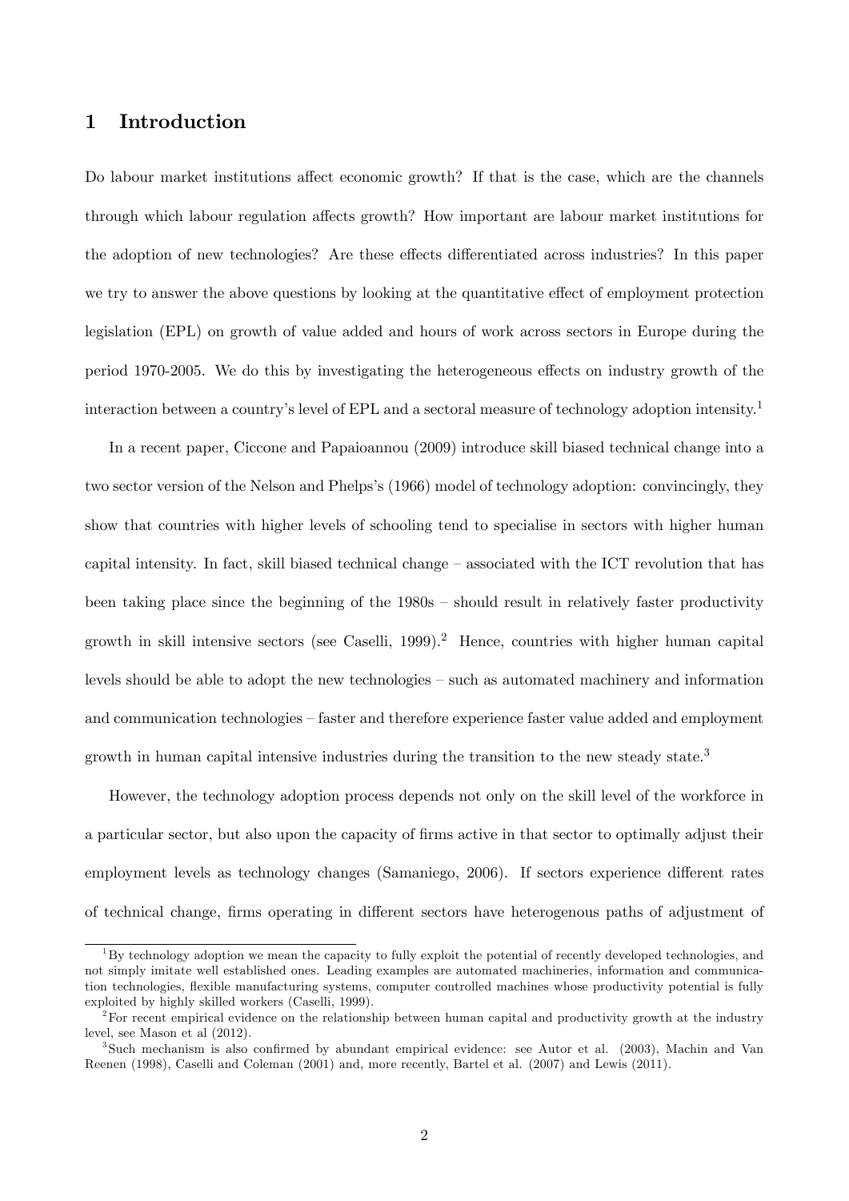# 1 Introduction

Do labour market institutions affect economic growth? If that is the case, which are the channels through which labour regulation affects growth? How important are labour market institutions for the adoption of new technologies? Are these effects differentiated across industries? In this paper we try to answer the above questions by looking at the quantitative effect of employment protection legislation (EPL) on growth of value added and hours of work across sectors in Europe during the period 1970-2005. We do this by investigating the heterogeneous effects on industry growth of the interaction between a country's level of EPL and a sectoral measure of technology adoption intensity.[1]

In a recent paper, Ciccone and Papaioannou (2009) introduce skill biased technical change into a two sector version of the Nelson and Phelps's (1966) model of technology adoption: convincingly, they show that countries with higher levels of schooling tend to specialise in sectors with higher human capital intensity. In fact, skill biased technical change – associated with the ICT revolution that has been taking place since the beginning of the 1980s – should result in relatively faster productivity growth in skill intensive sectors (see Caselli, 1999).[2] Hence, countries with higher human capital levels should be able to adopt the new technologies – such as automated machinery and information and communication technologies – faster and therefore experience faster value added and employment growth in human capital intensive industries during the transition to the new steady state.[3]

However, the technology adoption process depends not only on the skill level of the workforce in a particular sector, but also upon the capacity of firms active in that sector to optimally adjust their employment levels as technology changes (Samaniego, 2006). If sectors experience different rates of technical change, firms operating in different sectors have heterogenous paths of adjustment of

[1] By technology adoption we mean the capacity to fully exploit the potential of recently developed technologies, and not simply imitate well established ones. Leading examples are automated machineries, information and communication technologies, flexible manufacturing systems, computer controlled machines whose productivity potential is fully exploited by highly skilled workers (Caselli, 1999).

[2] For recent empirical evidence on the relationship between human capital and productivity growth at the industry level, see Mason et al (2012).

[3] Such mechanism is also confirmed by abundant empirical evidence: see Autor et al. (2003), Machin and Van Reenen (1998), Caselli and Coleman (2001) and, more recently, Bartel et al. (2007) and Lewis (2011).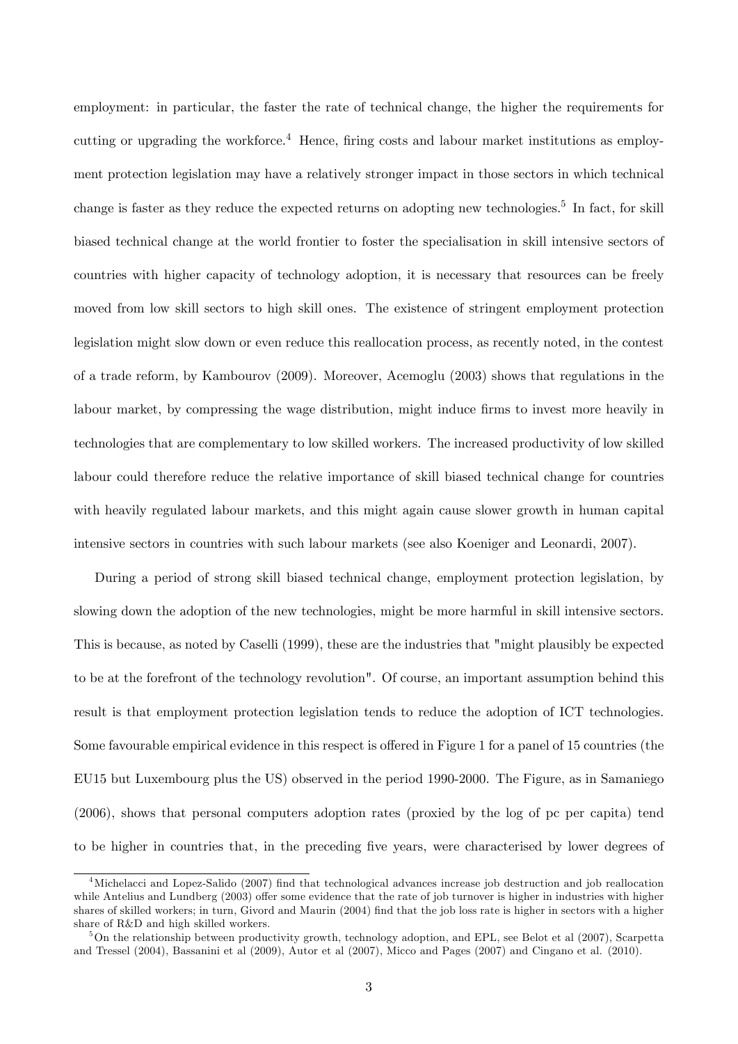employment: in particular, the faster the rate of technical change, the higher the requirements for cutting or upgrading the workforce.[4] Hence, firing costs and labour market institutions as employment protection legislation may have a relatively stronger impact in those sectors in which technical change is faster as they reduce the expected returns on adopting new technologies.[5] In fact, for skill biased technical change at the world frontier to foster the specialisation in skill intensive sectors of countries with higher capacity of technology adoption, it is necessary that resources can be freely moved from low skill sectors to high skill ones. The existence of stringent employment protection legislation might slow down or even reduce this reallocation process, as recently noted, in the contest of a trade reform, by Kambourov (2009). Moreover, Acemoglu (2003) shows that regulations in the labour market, by compressing the wage distribution, might induce firms to invest more heavily in technologies that are complementary to low skilled workers. The increased productivity of low skilled labour could therefore reduce the relative importance of skill biased technical change for countries with heavily regulated labour markets, and this might again cause slower growth in human capital intensive sectors in countries with such labour markets (see also Koeniger and Leonardi, 2007).

During a period of strong skill biased technical change, employment protection legislation, by slowing down the adoption of the new technologies, might be more harmful in skill intensive sectors. This is because, as noted by Caselli (1999), these are the industries that "might plausibly be expected to be at the forefront of the technology revolution". Of course, an important assumption behind this result is that employment protection legislation tends to reduce the adoption of ICT technologies. Some favourable empirical evidence in this respect is offered in Figure 1 for a panel of 15 countries (the EU15 but Luxembourg plus the US) observed in the period 1990-2000. The Figure, as in Samaniego (2006), shows that personal computers adoption rates (proxied by the log of pc per capita) tend to be higher in countries that, in the preceding five years, were characterised by lower degrees of

[4] Michelacci and Lopez-Salido (2007) find that technological advances increase job destruction and job reallocation while Antelius and Lundberg (2003) offer some evidence that the rate of job turnover is higher in industries with higher shares of skilled workers; in turn, Givord and Maurin (2004) find that the job loss rate is higher in sectors with a higher share of R&D and high skilled workers.

[5] On the relationship between productivity growth, technology adoption, and EPL, see Belot et al (2007), Scarpetta and Tressel (2004), Bassanini et al (2009), Autor et al (2007), Micco and Pages (2007) and Cingano et al. (2010).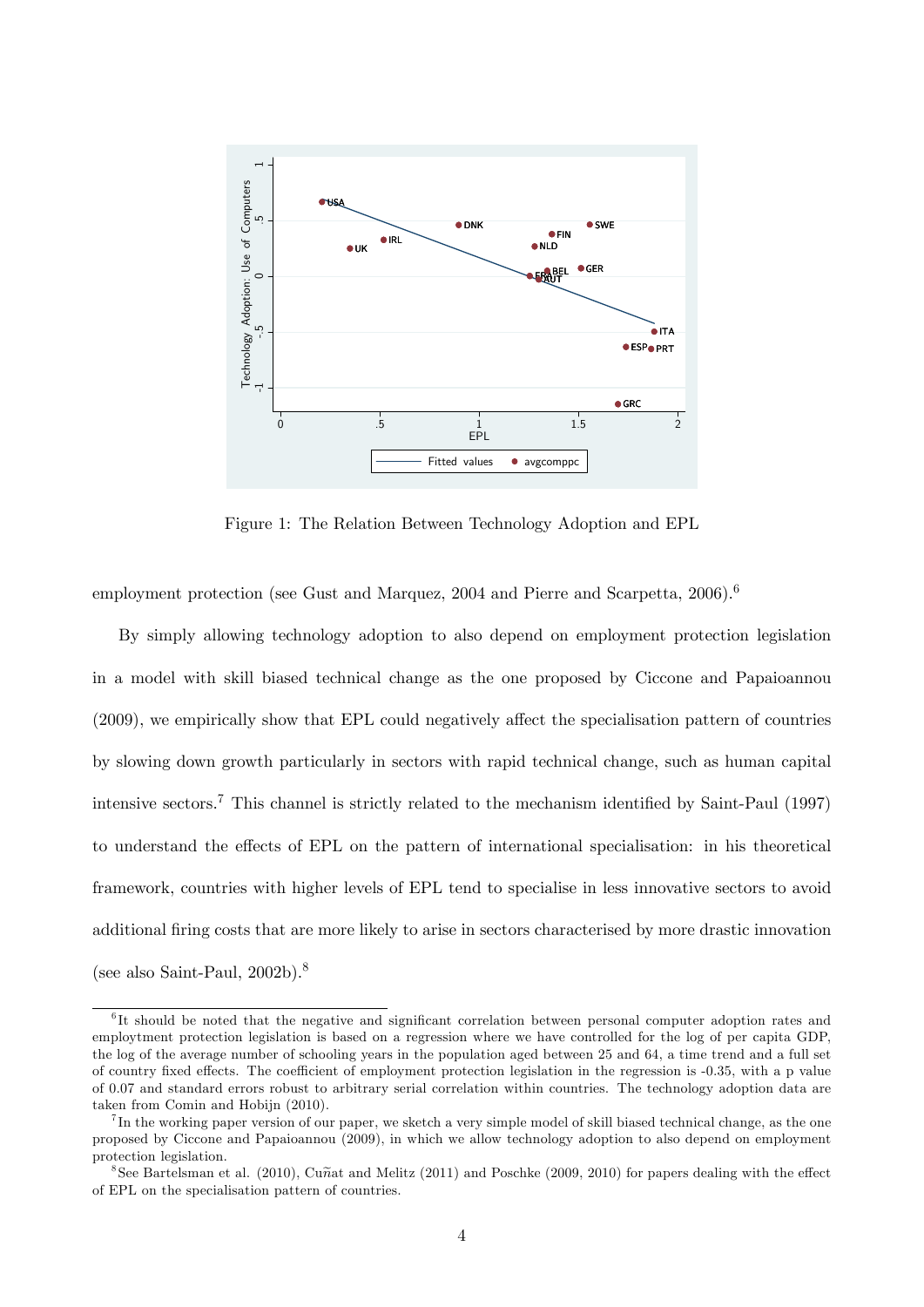Figure 1: The Relation Between Technology Adoption and EPL

employment protection (see Gust and Marquez, 2004 and Pierre and Scarpetta, 2006).[6]

By simply allowing technology adoption to also depend on employment protection legislation in a model with skill biased technical change as the one proposed by Ciccone and Papaioannou (2009), we empirically show that EPL could negatively affect the specialisation pattern of countries by slowing down growth particularly in sectors with rapid technical change, such as human capital intensive sectors.[7] This channel is strictly related to the mechanism identified by Saint-Paul (1997) to understand the effects of EPL on the pattern of international specialisation: in his theoretical framework, countries with higher levels of EPL tend to specialise in less innovative sectors to avoid additional firing costs that are more likely to arise in sectors characterised by more drastic innovation (see also Saint-Paul, 2002b).[8]

---

[6] It should be noted that the negative and significant correlation between personal computer adoption rates and employtment protection legislation is based on a regression where we have controlled for the log of per capita GDP, the log of the average number of schooling years in the population aged between 25 and 64, a time trend and a full set of country fixed effects. The coefficient of employment protection legislation in the regression is -0.35, with a p value of 0.07 and standard errors robust to arbitrary serial correlation within countries. The technology adoption data are taken from Comin and Hobijn (2010).

[7] In the working paper version of our paper, we sketch a very simple model of skill biased technical change, as the one proposed by Ciccone and Papaioannou (2009), in which we allow technology adoption to also depend on employment protection legislation.

[8] See Bartelsman et al. (2010), Cuñat and Melitz (2011) and Poschke (2009, 2010) for papers dealing with the effect of EPL on the specialisation pattern of countries.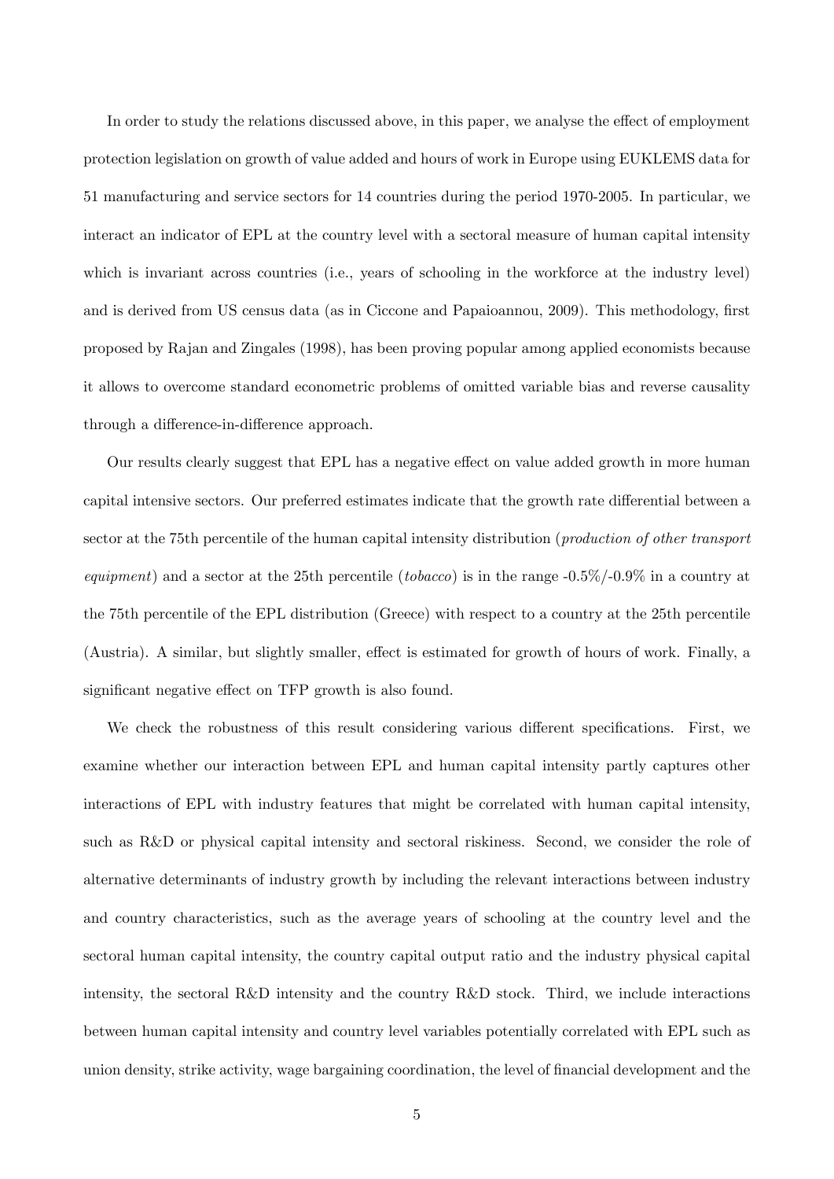In order to study the relations discussed above, in this paper, we analyse the effect of employment protection legislation on growth of value added and hours of work in Europe using EUKLEMS data for 51 manufacturing and service sectors for 14 countries during the period 1970-2005. In particular, we interact an indicator of EPL at the country level with a sectoral measure of human capital intensity which is invariant across countries (i.e., years of schooling in the workforce at the industry level) and is derived from US census data (as in Ciccone and Papaioannou, 2009). This methodology, first proposed by Rajan and Zingales (1998), has been proving popular among applied economists because it allows to overcome standard econometric problems of omitted variable bias and reverse causality through a difference-in-difference approach.

Our results clearly suggest that EPL has a negative effect on value added growth in more human capital intensive sectors. Our preferred estimates indicate that the growth rate differential between a sector at the 75th percentile of the human capital intensity distribution (*production of other transport equipment*) and a sector at the 25th percentile (*tobacco*) is in the range -0.5%/-0.9% in a country at the 75th percentile of the EPL distribution (Greece) with respect to a country at the 25th percentile (Austria). A similar, but slightly smaller, effect is estimated for growth of hours of work. Finally, a significant negative effect on TFP growth is also found.

We check the robustness of this result considering various different specifications. First, we examine whether our interaction between EPL and human capital intensity partly captures other interactions of EPL with industry features that might be correlated with human capital intensity, such as R&D or physical capital intensity and sectoral riskiness. Second, we consider the role of alternative determinants of industry growth by including the relevant interactions between industry and country characteristics, such as the average years of schooling at the country level and the sectoral human capital intensity, the country capital output ratio and the industry physical capital intensity, the sectoral R&D intensity and the country R&D stock. Third, we include interactions between human capital intensity and country level variables potentially correlated with EPL such as union density, strike activity, wage bargaining coordination, the level of financial development and the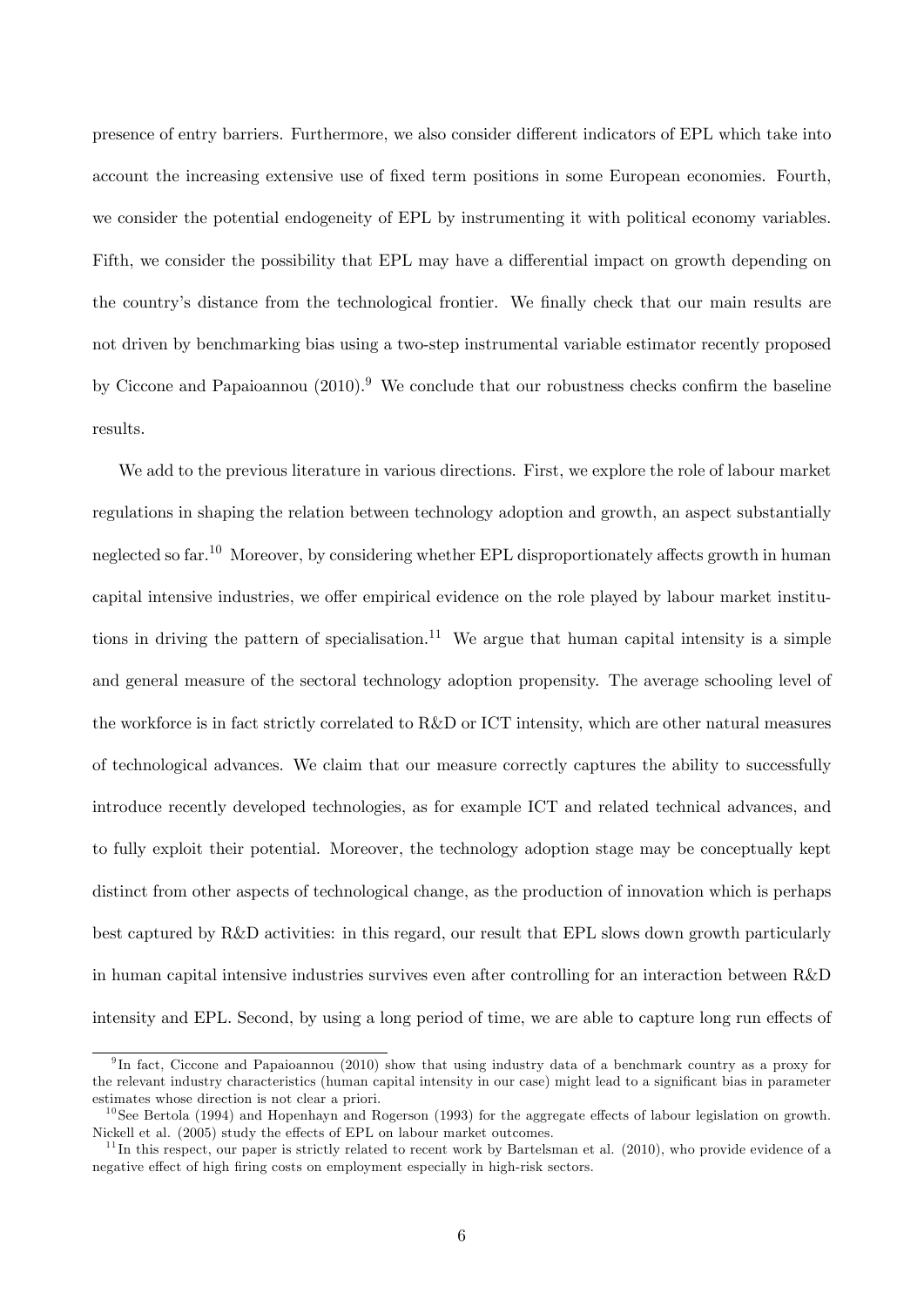presence of entry barriers. Furthermore, we also consider different indicators of EPL which take into account the increasing extensive use of fixed term positions in some European economies. Fourth, we consider the potential endogeneity of EPL by instrumenting it with political economy variables. Fifth, we consider the possibility that EPL may have a differential impact on growth depending on the country's distance from the technological frontier. We finally check that our main results are not driven by benchmarking bias using a two-step instrumental variable estimator recently proposed by Ciccone and Papaioannou (2010).[9] We conclude that our robustness checks confirm the baseline results.

We add to the previous literature in various directions. First, we explore the role of labour market regulations in shaping the relation between technology adoption and growth, an aspect substantially neglected so far.[10] Moreover, by considering whether EPL disproportionately affects growth in human capital intensive industries, we offer empirical evidence on the role played by labour market institutions in driving the pattern of specialisation.[11] We argue that human capital intensity is a simple and general measure of the sectoral technology adoption propensity. The average schooling level of the workforce is in fact strictly correlated to R&D or ICT intensity, which are other natural measures of technological advances. We claim that our measure correctly captures the ability to successfully introduce recently developed technologies, as for example ICT and related technical advances, and to fully exploit their potential. Moreover, the technology adoption stage may be conceptually kept distinct from other aspects of technological change, as the production of innovation which is perhaps best captured by R&D activities: in this regard, our result that EPL slows down growth particularly in human capital intensive industries survives even after controlling for an interaction between R&D intensity and EPL. Second, by using a long period of time, we are able to capture long run effects of

---

[9] In fact, Ciccone and Papaioannou (2010) show that using industry data of a benchmark country as a proxy for the relevant industry characteristics (human capital intensity in our case) might lead to a significant bias in parameter estimates whose direction is not clear a priori.

[10] See Bertola (1994) and Hopenhayn and Rogerson (1993) for the aggregate effects of labour legislation on growth. Nickell et al. (2005) study the effects of EPL on labour market outcomes.

[11] In this respect, our paper is strictly related to recent work by Bartelsman et al. (2010), who provide evidence of a negative effect of high firing costs on employment especially in high-risk sectors.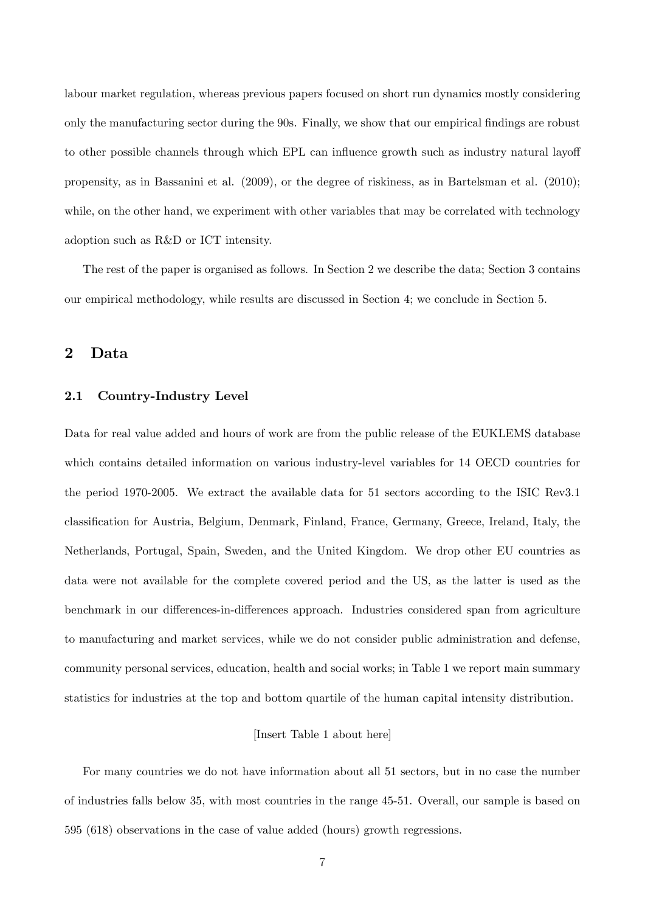labour market regulation, whereas previous papers focused on short run dynamics mostly considering only the manufacturing sector during the 90s. Finally, we show that our empirical findings are robust to other possible channels through which EPL can influence growth such as industry natural layoff propensity, as in Bassanini et al. (2009), or the degree of riskiness, as in Bartelsman et al. (2010); while, on the other hand, we experiment with other variables that may be correlated with technology adoption such as R&D or ICT intensity.

The rest of the paper is organised as follows. In Section 2 we describe the data; Section 3 contains our empirical methodology, while results are discussed in Section 4; we conclude in Section 5.

## 2 Data

### 2.1 Country-Industry Level

Data for real value added and hours of work are from the public release of the EUKLEMS database which contains detailed information on various industry-level variables for 14 OECD countries for the period 1970-2005. We extract the available data for 51 sectors according to the ISIC Rev3.1 classification for Austria, Belgium, Denmark, Finland, France, Germany, Greece, Ireland, Italy, the Netherlands, Portugal, Spain, Sweden, and the United Kingdom. We drop other EU countries as data were not available for the complete covered period and the US, as the latter is used as the benchmark in our differences-in-differences approach. Industries considered span from agriculture to manufacturing and market services, while we do not consider public administration and defense, community personal services, education, health and social works; in Table 1 we report main summary statistics for industries at the top and bottom quartile of the human capital intensity distribution.

[Insert Table 1 about here]

For many countries we do not have information about all 51 sectors, but in no case the number of industries falls below 35, with most countries in the range 45-51. Overall, our sample is based on 595 (618) observations in the case of value added (hours) growth regressions.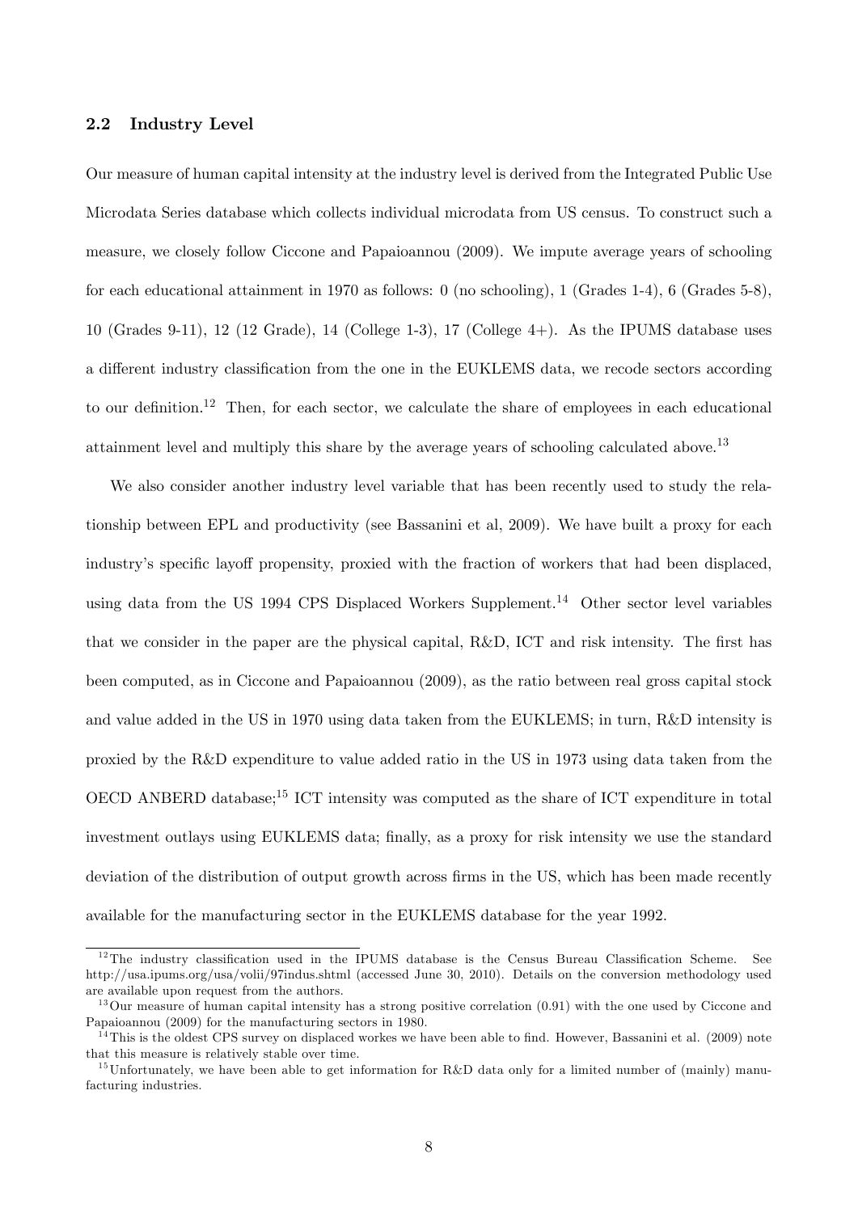### 2.2 Industry Level

Our measure of human capital intensity at the industry level is derived from the Integrated Public Use Microdata Series database which collects individual microdata from US census. To construct such a measure, we closely follow Ciccone and Papaioannou (2009). We impute average years of schooling for each educational attainment in 1970 as follows: 0 (no schooling), 1 (Grades 1-4), 6 (Grades 5-8), 10 (Grades 9-11), 12 (12 Grade), 14 (College 1-3), 17 (College 4+). As the IPUMS database uses a different industry classification from the one in the EUKLEMS data, we recode sectors according to our definition.[12] Then, for each sector, we calculate the share of employees in each educational attainment level and multiply this share by the average years of schooling calculated above.[13]

We also consider another industry level variable that has been recently used to study the relationship between EPL and productivity (see Bassanini et al, 2009). We have built a proxy for each industry's specific layoff propensity, proxied with the fraction of workers that had been displaced, using data from the US 1994 CPS Displaced Workers Supplement.[14] Other sector level variables that we consider in the paper are the physical capital, R&D, ICT and risk intensity. The first has been computed, as in Ciccone and Papaioannou (2009), as the ratio between real gross capital stock and value added in the US in 1970 using data taken from the EUKLEMS; in turn, R&D intensity is proxied by the R&D expenditure to value added ratio in the US in 1973 using data taken from the OECD ANBERD database;[15] ICT intensity was computed as the share of ICT expenditure in total investment outlays using EUKLEMS data; finally, as a proxy for risk intensity we use the standard deviation of the distribution of output growth across firms in the US, which has been made recently available for the manufacturing sector in the EUKLEMS database for the year 1992.

---

[12] The industry classification used in the IPUMS database is the Census Bureau Classification Scheme. See http://usa.ipums.org/usa/volii/97indus.shtml (accessed June 30, 2010). Details on the conversion methodology used are available upon request from the authors.

[13] Our measure of human capital intensity has a strong positive correlation (0.91) with the one used by Ciccone and Papaioannou (2009) for the manufacturing sectors in 1980.

[14] This is the oldest CPS survey on displaced workes we have been able to find. However, Bassanini et al. (2009) note that this measure is relatively stable over time.

[15] Unfortunately, we have been able to get information for R&D data only for a limited number of (mainly) manufacturing industries.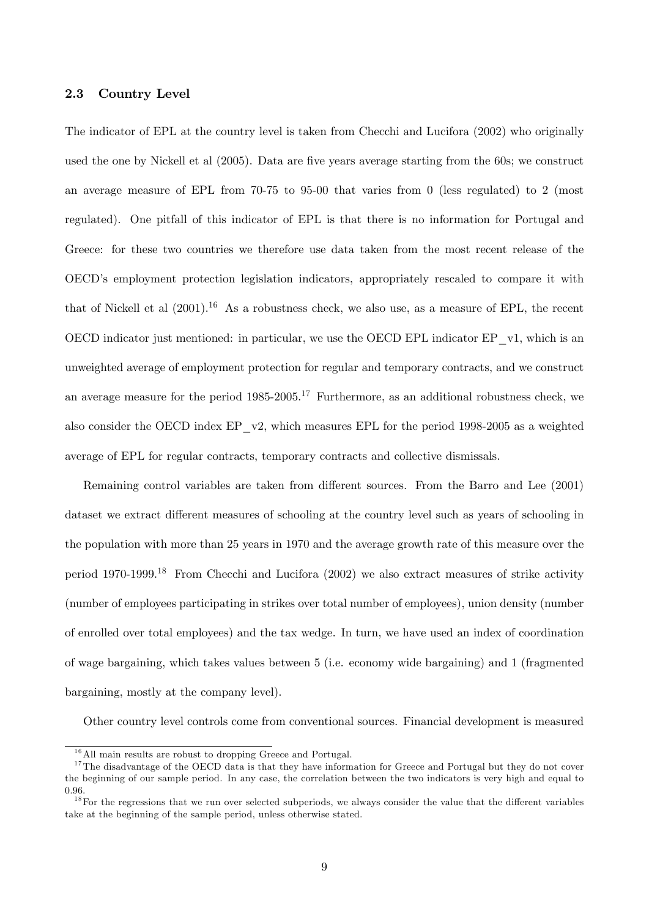### 2.3 Country Level

The indicator of EPL at the country level is taken from Checchi and Lucifora (2002) who originally used the one by Nickell et al (2005). Data are five years average starting from the 60s; we construct an average measure of EPL from 70-75 to 95-00 that varies from 0 (less regulated) to 2 (most regulated). One pitfall of this indicator of EPL is that there is no information for Portugal and Greece: for these two countries we therefore use data taken from the most recent release of the OECD's employment protection legislation indicators, appropriately rescaled to compare it with that of Nickell et al (2001).[16] As a robustness check, we also use, as a measure of EPL, the recent OECD indicator just mentioned: in particular, we use the OECD EPL indicator EP_v1, which is an unweighted average of employment protection for regular and temporary contracts, and we construct an average measure for the period 1985-2005.[17] Furthermore, as an additional robustness check, we also consider the OECD index EP_v2, which measures EPL for the period 1998-2005 as a weighted average of EPL for regular contracts, temporary contracts and collective dismissals.

Remaining control variables are taken from different sources. From the Barro and Lee (2001) dataset we extract different measures of schooling at the country level such as years of schooling in the population with more than 25 years in 1970 and the average growth rate of this measure over the period 1970-1999.[18] From Checchi and Lucifora (2002) we also extract measures of strike activity (number of employees participating in strikes over total number of employees), union density (number of enrolled over total employees) and the tax wedge. In turn, we have used an index of coordination of wage bargaining, which takes values between 5 (i.e. economy wide bargaining) and 1 (fragmented bargaining, mostly at the company level).

Other country level controls come from conventional sources. Financial development is measured

[16] All main results are robust to dropping Greece and Portugal.

[17] The disadvantage of the OECD data is that they have information for Greece and Portugal but they do not cover the beginning of our sample period. In any case, the correlation between the two indicators is very high and equal to 0.96.

[18] For the regressions that we run over selected subperiods, we always consider the value that the different variables take at the beginning of the sample period, unless otherwise stated.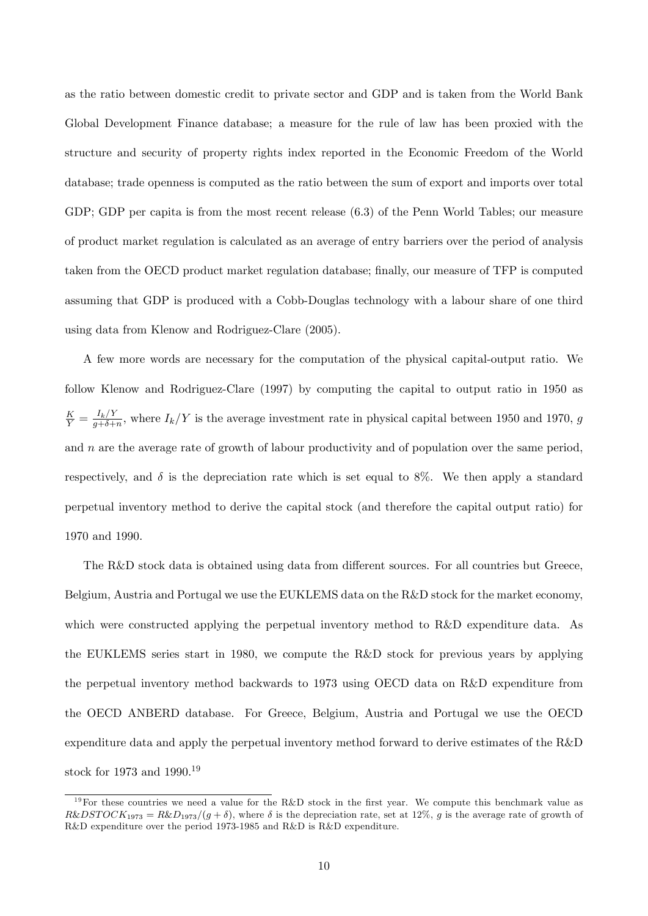as the ratio between domestic credit to private sector and GDP and is taken from the World Bank Global Development Finance database; a measure for the rule of law has been proxied with the structure and security of property rights index reported in the Economic Freedom of the World database; trade openness is computed as the ratio between the sum of export and imports over total GDP; GDP per capita is from the most recent release (6.3) of the Penn World Tables; our measure of product market regulation is calculated as an average of entry barriers over the period of analysis taken from the OECD product market regulation database; finally, our measure of TFP is computed assuming that GDP is produced with a Cobb-Douglas technology with a labour share of one third using data from Klenow and Rodriguez-Clare (2005).

A few more words are necessary for the computation of the physical capital-output ratio. We follow Klenow and Rodriguez-Clare (1997) by computing the capital to output ratio in 1950 as $\frac{K}{Y} = \frac{I_k/Y}{g+\delta+n}$, where $I_k/Y$ is the average investment rate in physical capital between 1950 and 1970, $g$ and $n$ are the average rate of growth of labour productivity and of population over the same period, respectively, and $\delta$ is the depreciation rate which is set equal to 8%. We then apply a standard perpetual inventory method to derive the capital stock (and therefore the capital output ratio) for 1970 and 1990.

The R&D stock data is obtained using data from different sources. For all countries but Greece, Belgium, Austria and Portugal we use the EUKLEMS data on the R&D stock for the market economy, which were constructed applying the perpetual inventory method to R&D expenditure data. As the EUKLEMS series start in 1980, we compute the R&D stock for previous years by applying the perpetual inventory method backwards to 1973 using OECD data on R&D expenditure from the OECD ANBERD database. For Greece, Belgium, Austria and Portugal we use the OECD expenditure data and apply the perpetual inventory method forward to derive estimates of the R&D stock for 1973 and 1990.[19]

[19] For these countries we need a value for the R&D stock in the first year. We compute this benchmark value as $R\&DSTOCK_{1973} = R\&D_{1973}/(g + \delta)$, where $\delta$ is the depreciation rate, set at 12%, $g$ is the average rate of growth of R&D expenditure over the period 1973-1985 and R&D is R&D expenditure.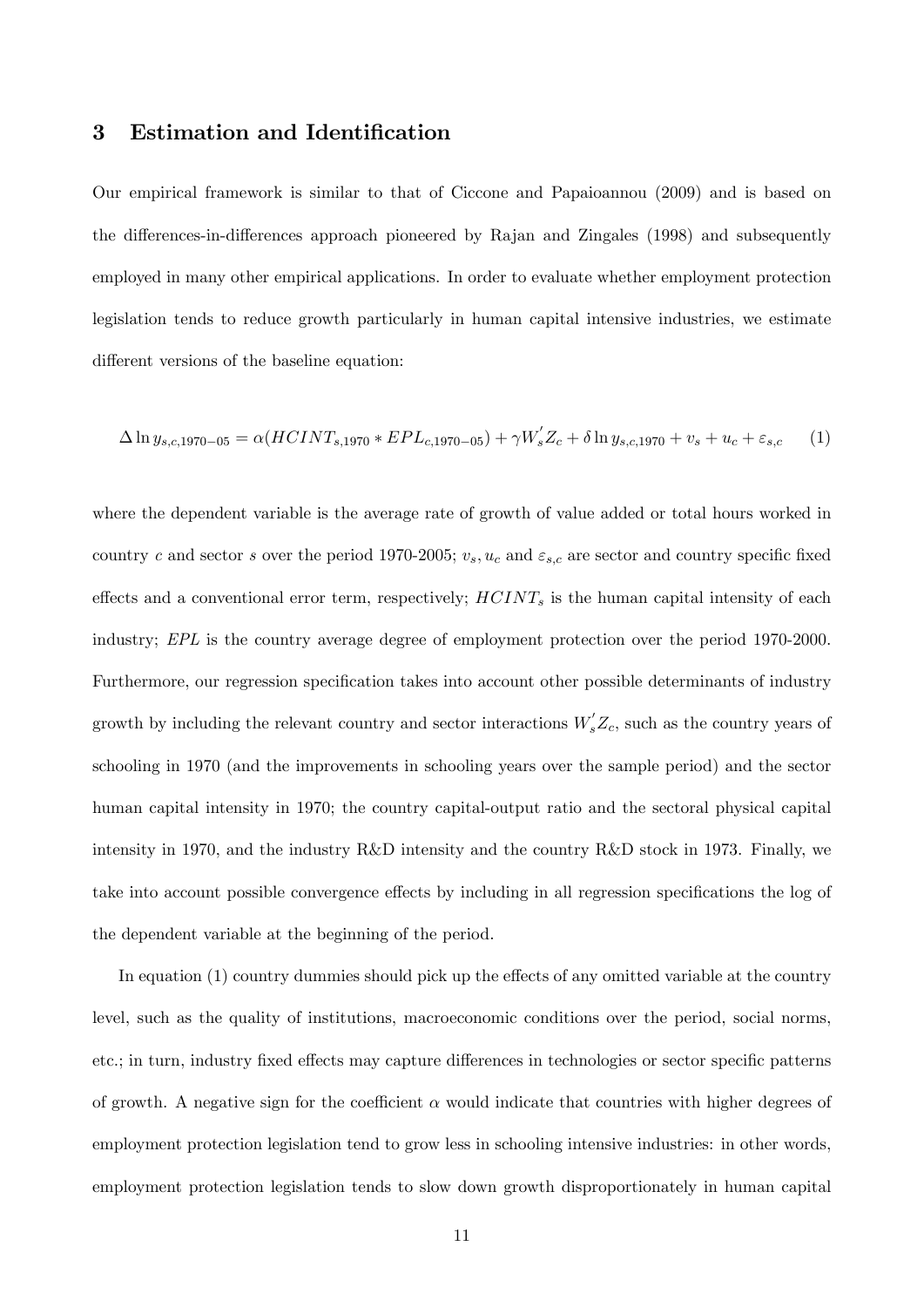## 3 Estimation and Identification

Our empirical framework is similar to that of Ciccone and Papaioannou (2009) and is based on the differences-in-differences approach pioneered by Rajan and Zingales (1998) and subsequently employed in many other empirical applications. In order to evaluate whether employment protection legislation tends to reduce growth particularly in human capital intensive industries, we estimate different versions of the baseline equation:

$$\Delta \ln y_{s,c,1970-05} = \alpha(HCINT_{s,1970} * EPL_{c,1970-05}) + \gamma W_s^{'} Z_c + \delta \ln y_{s,c,1970} + v_s + u_c + \varepsilon_{s,c} \quad (1)$$

where the dependent variable is the average rate of growth of value added or total hours worked in country $c$ and sector $s$ over the period 1970-2005; $v_s, u_c$ and $\varepsilon_{s,c}$ are sector and country specific fixed effects and a conventional error term, respectively; $HCINT_s$ is the human capital intensity of each industry; *EPL* is the country average degree of employment protection over the period 1970-2000. Furthermore, our regression specification takes into account other possible determinants of industry growth by including the relevant country and sector interactions $W_s^{'} Z_c$, such as the country years of schooling in 1970 (and the improvements in schooling years over the sample period) and the sector human capital intensity in 1970; the country capital-output ratio and the sectoral physical capital intensity in 1970, and the industry R&D intensity and the country R&D stock in 1973. Finally, we take into account possible convergence effects by including in all regression specifications the log of the dependent variable at the beginning of the period.

In equation (1) country dummies should pick up the effects of any omitted variable at the country level, such as the quality of institutions, macroeconomic conditions over the period, social norms, etc.; in turn, industry fixed effects may capture differences in technologies or sector specific patterns of growth. A negative sign for the coefficient $\alpha$ would indicate that countries with higher degrees of employment protection legislation tend to grow less in schooling intensive industries: in other words, employment protection legislation tends to slow down growth disproportionately in human capital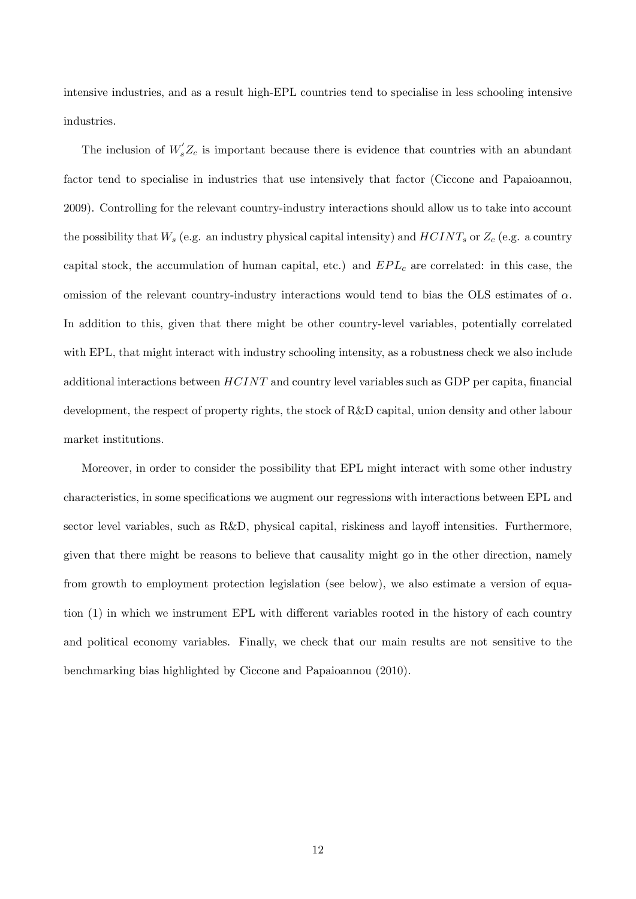intensive industries, and as a result high-EPL countries tend to specialise in less schooling intensive industries.

The inclusion of $W_s^{'}Z_c$ is important because there is evidence that countries with an abundant factor tend to specialise in industries that use intensively that factor (Ciccone and Papaioannou, 2009). Controlling for the relevant country-industry interactions should allow us to take into account the possibility that $W_s$ (e.g. an industry physical capital intensity) and $HCINT_s$ or $Z_c$ (e.g. a country capital stock, the accumulation of human capital, etc.) and $EPL_c$ are correlated: in this case, the omission of the relevant country-industry interactions would tend to bias the OLS estimates of $\alpha$. In addition to this, given that there might be other country-level variables, potentially correlated with EPL, that might interact with industry schooling intensity, as a robustness check we also include additional interactions between $HCINT$ and country level variables such as GDP per capita, financial development, the respect of property rights, the stock of R&D capital, union density and other labour market institutions.

Moreover, in order to consider the possibility that EPL might interact with some other industry characteristics, in some specifications we augment our regressions with interactions between EPL and sector level variables, such as R&D, physical capital, riskiness and layoff intensities. Furthermore, given that there might be reasons to believe that causality might go in the other direction, namely from growth to employment protection legislation (see below), we also estimate a version of equation (1) in which we instrument EPL with different variables rooted in the history of each country and political economy variables. Finally, we check that our main results are not sensitive to the benchmarking bias highlighted by Ciccone and Papaioannou (2010).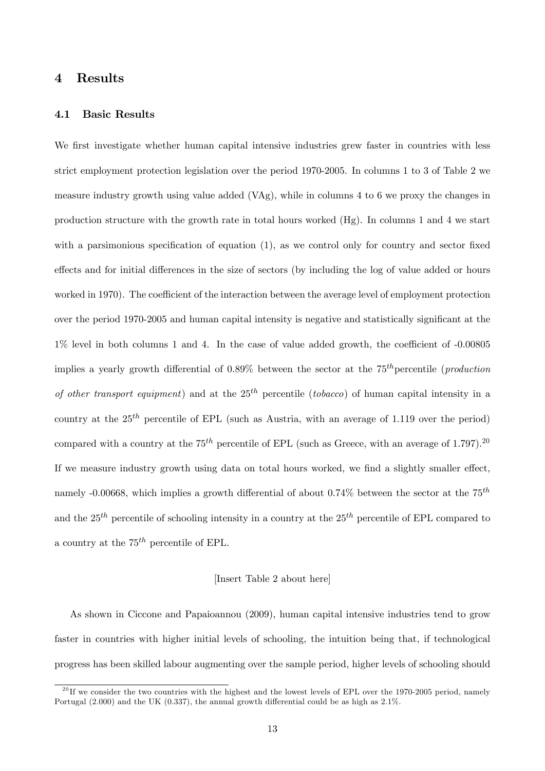# 4 Results

## 4.1 Basic Results

We first investigate whether human capital intensive industries grew faster in countries with less strict employment protection legislation over the period 1970-2005. In columns 1 to 3 of Table 2 we measure industry growth using value added (VAg), while in columns 4 to 6 we proxy the changes in production structure with the growth rate in total hours worked (Hg). In columns 1 and 4 we start with a parsimonious specification of equation (1), as we control only for country and sector fixed effects and for initial differences in the size of sectors (by including the log of value added or hours worked in 1970). The coefficient of the interaction between the average level of employment protection over the period 1970-2005 and human capital intensity is negative and statistically significant at the 1% level in both columns 1 and 4. In the case of value added growth, the coefficient of -0.00805 implies a yearly growth differential of 0.89% between the sector at the $75^{th}$ percentile (*production of other transport equipment*) and at the $25^{th}$ percentile (*tobacco*) of human capital intensity in a country at the $25^{th}$ percentile of EPL (such as Austria, with an average of 1.119 over the period) compared with a country at the $75^{th}$ percentile of EPL (such as Greece, with an average of 1.797).[20] If we measure industry growth using data on total hours worked, we find a slightly smaller effect, namely -0.00668, which implies a growth differential of about 0.74% between the sector at the $75^{th}$ and the $25^{th}$ percentile of schooling intensity in a country at the $25^{th}$ percentile of EPL compared to a country at the $75^{th}$ percentile of EPL.

[Insert Table 2 about here]

As shown in Ciccone and Papaioannou (2009), human capital intensive industries tend to grow faster in countries with higher initial levels of schooling, the intuition being that, if technological progress has been skilled labour augmenting over the sample period, higher levels of schooling should

[20] If we consider the two countries with the highest and the lowest levels of EPL over the 1970-2005 period, namely Portugal (2.000) and the UK (0.337), the annual growth differential could be as high as 2.1%.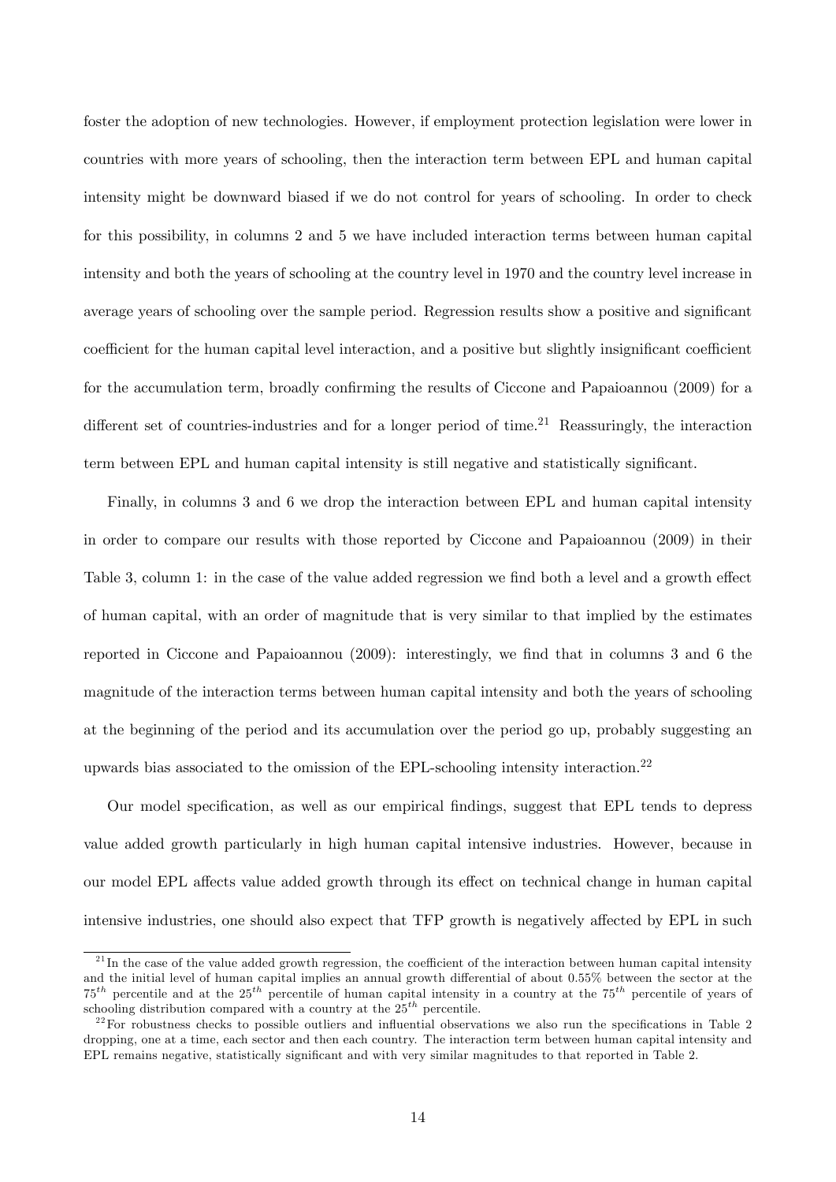foster the adoption of new technologies. However, if employment protection legislation were lower in countries with more years of schooling, then the interaction term between EPL and human capital intensity might be downward biased if we do not control for years of schooling. In order to check for this possibility, in columns 2 and 5 we have included interaction terms between human capital intensity and both the years of schooling at the country level in 1970 and the country level increase in average years of schooling over the sample period. Regression results show a positive and significant coefficient for the human capital level interaction, and a positive but slightly insignificant coefficient for the accumulation term, broadly confirming the results of Ciccone and Papaioannou (2009) for a different set of countries-industries and for a longer period of time.[21] Reassuringly, the interaction term between EPL and human capital intensity is still negative and statistically significant.

Finally, in columns 3 and 6 we drop the interaction between EPL and human capital intensity in order to compare our results with those reported by Ciccone and Papaioannou (2009) in their Table 3, column 1: in the case of the value added regression we find both a level and a growth effect of human capital, with an order of magnitude that is very similar to that implied by the estimates reported in Ciccone and Papaioannou (2009): interestingly, we find that in columns 3 and 6 the magnitude of the interaction terms between human capital intensity and both the years of schooling at the beginning of the period and its accumulation over the period go up, probably suggesting an upwards bias associated to the omission of the EPL-schooling intensity interaction.[22]

Our model specification, as well as our empirical findings, suggest that EPL tends to depress value added growth particularly in high human capital intensive industries. However, because in our model EPL affects value added growth through its effect on technical change in human capital intensive industries, one should also expect that TFP growth is negatively affected by EPL in such

[21] In the case of the value added growth regression, the coefficient of the interaction between human capital intensity and the initial level of human capital implies an annual growth differential of about 0.55% between the sector at the $75^{th}$ percentile and at the $25^{th}$ percentile of human capital intensity in a country at the $75^{th}$ percentile of years of schooling distribution compared with a country at the $25^{th}$ percentile.

[22] For robustness checks to possible outliers and influential observations we also run the specifications in Table 2 dropping, one at a time, each sector and then each country. The interaction term between human capital intensity and EPL remains negative, statistically significant and with very similar magnitudes to that reported in Table 2.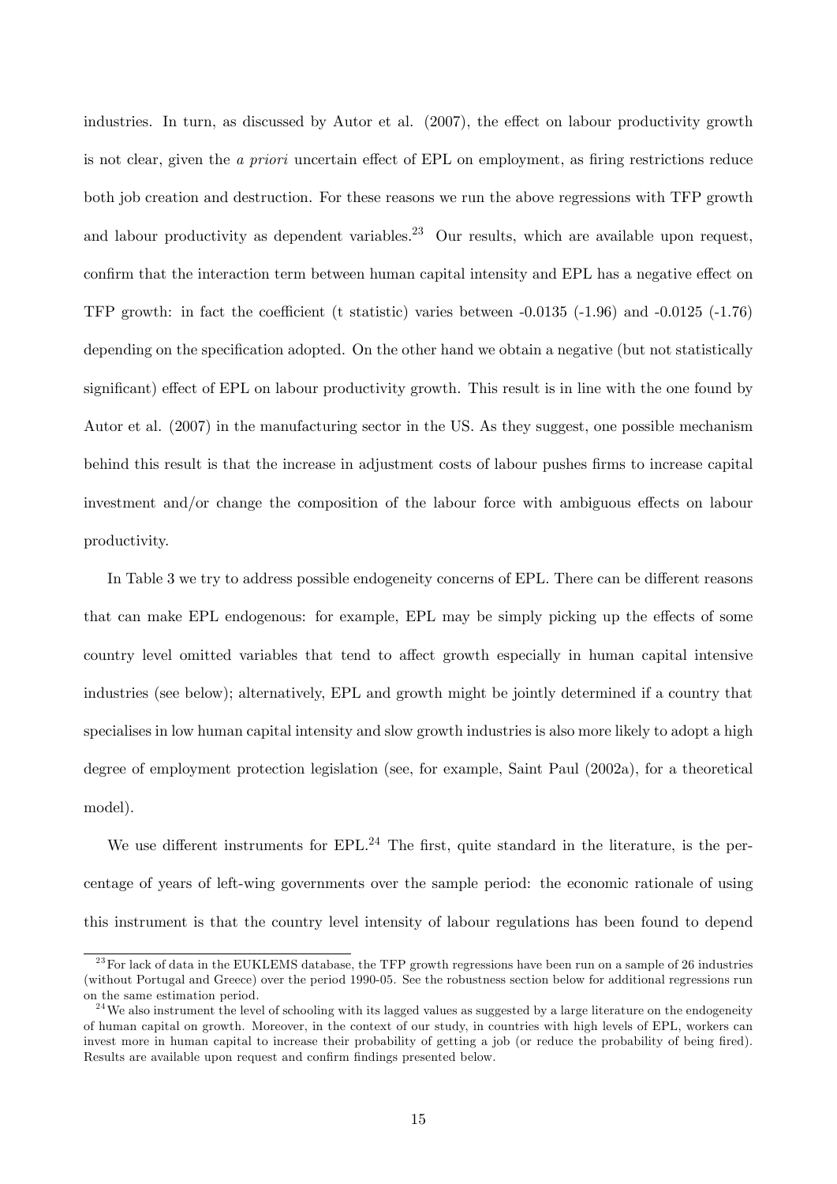industries. In turn, as discussed by Autor et al. (2007), the effect on labour productivity growth is not clear, given the *a priori* uncertain effect of EPL on employment, as firing restrictions reduce both job creation and destruction. For these reasons we run the above regressions with TFP growth and labour productivity as dependent variables.[23] Our results, which are available upon request, confirm that the interaction term between human capital intensity and EPL has a negative effect on TFP growth: in fact the coefficient (t statistic) varies between -0.0135 (-1.96) and -0.0125 (-1.76) depending on the specification adopted. On the other hand we obtain a negative (but not statistically significant) effect of EPL on labour productivity growth. This result is in line with the one found by Autor et al. (2007) in the manufacturing sector in the US. As they suggest, one possible mechanism behind this result is that the increase in adjustment costs of labour pushes firms to increase capital investment and/or change the composition of the labour force with ambiguous effects on labour productivity.

In Table 3 we try to address possible endogeneity concerns of EPL. There can be different reasons that can make EPL endogenous: for example, EPL may be simply picking up the effects of some country level omitted variables that tend to affect growth especially in human capital intensive industries (see below); alternatively, EPL and growth might be jointly determined if a country that specialises in low human capital intensity and slow growth industries is also more likely to adopt a high degree of employment protection legislation (see, for example, Saint Paul (2002a), for a theoretical model).

We use different instruments for EPL.[24] The first, quite standard in the literature, is the percentage of years of left-wing governments over the sample period: the economic rationale of using this instrument is that the country level intensity of labour regulations has been found to depend

[23] For lack of data in the EUKLEMS database, the TFP growth regressions have been run on a sample of 26 industries (without Portugal and Greece) over the period 1990-05. See the robustness section below for additional regressions run on the same estimation period.

[24] We also instrument the level of schooling with its lagged values as suggested by a large literature on the endogeneity of human capital on growth. Moreover, in the context of our study, in countries with high levels of EPL, workers can invest more in human capital to increase their probability of getting a job (or reduce the probability of being fired). Results are available upon request and confirm findings presented below.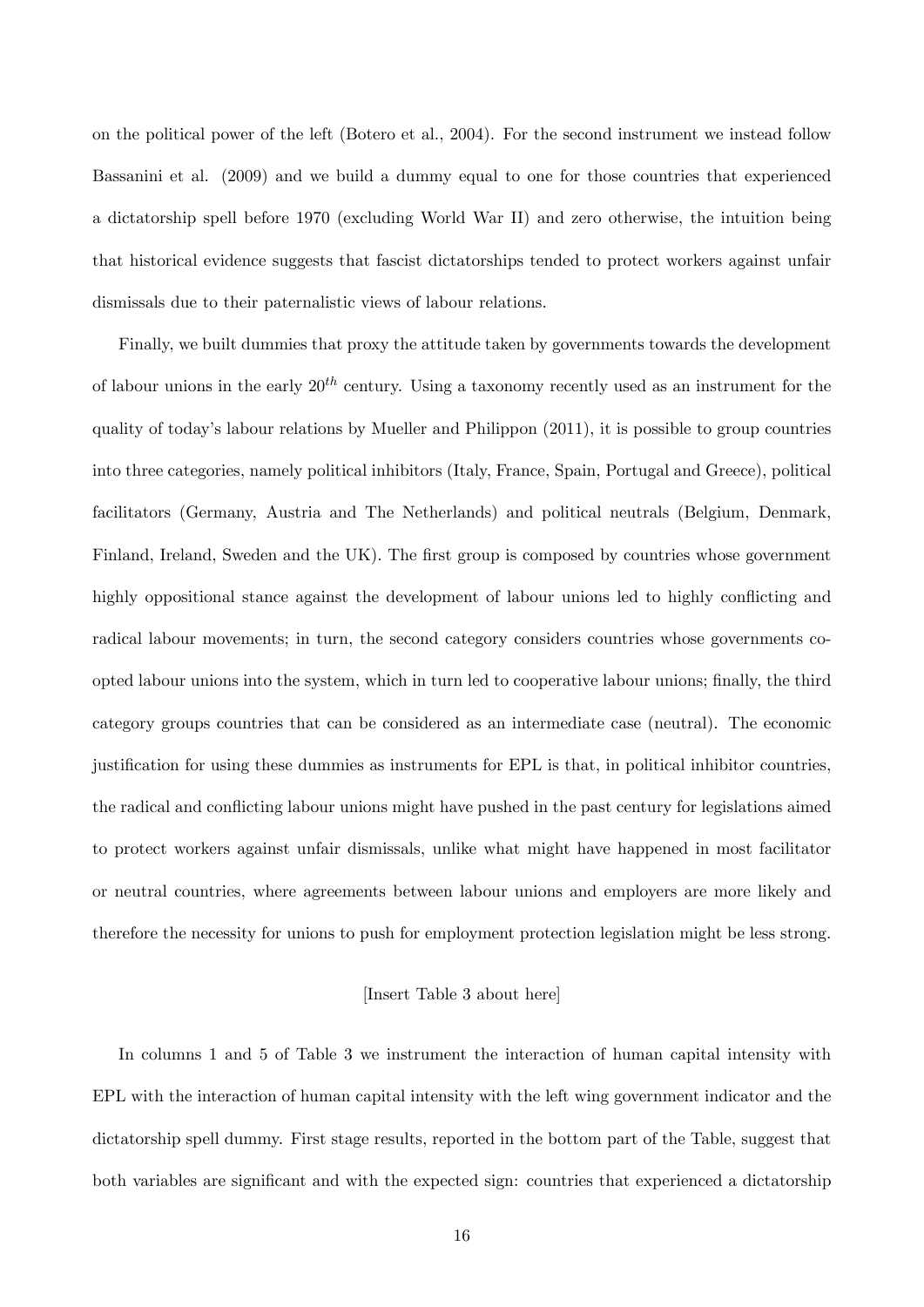on the political power of the left (Botero et al., 2004). For the second instrument we instead follow Bassanini et al. (2009) and we build a dummy equal to one for those countries that experienced a dictatorship spell before 1970 (excluding World War II) and zero otherwise, the intuition being that historical evidence suggests that fascist dictatorships tended to protect workers against unfair dismissals due to their paternalistic views of labour relations.

Finally, we built dummies that proxy the attitude taken by governments towards the development of labour unions in the early $20^{th}$ century. Using a taxonomy recently used as an instrument for the quality of today's labour relations by Mueller and Philippon (2011), it is possible to group countries into three categories, namely political inhibitors (Italy, France, Spain, Portugal and Greece), political facilitators (Germany, Austria and The Netherlands) and political neutrals (Belgium, Denmark, Finland, Ireland, Sweden and the UK). The first group is composed by countries whose government highly oppositional stance against the development of labour unions led to highly conflicting and radical labour movements; in turn, the second category considers countries whose governments co-opted labour unions into the system, which in turn led to cooperative labour unions; finally, the third category groups countries that can be considered as an intermediate case (neutral). The economic justification for using these dummies as instruments for EPL is that, in political inhibitor countries, the radical and conflicting labour unions might have pushed in the past century for legislations aimed to protect workers against unfair dismissals, unlike what might have happened in most facilitator or neutral countries, where agreements between labour unions and employers are more likely and therefore the necessity for unions to push for employment protection legislation might be less strong.

[Insert Table 3 about here]

In columns 1 and 5 of Table 3 we instrument the interaction of human capital intensity with EPL with the interaction of human capital intensity with the left wing government indicator and the dictatorship spell dummy. First stage results, reported in the bottom part of the Table, suggest that both variables are significant and with the expected sign: countries that experienced a dictatorship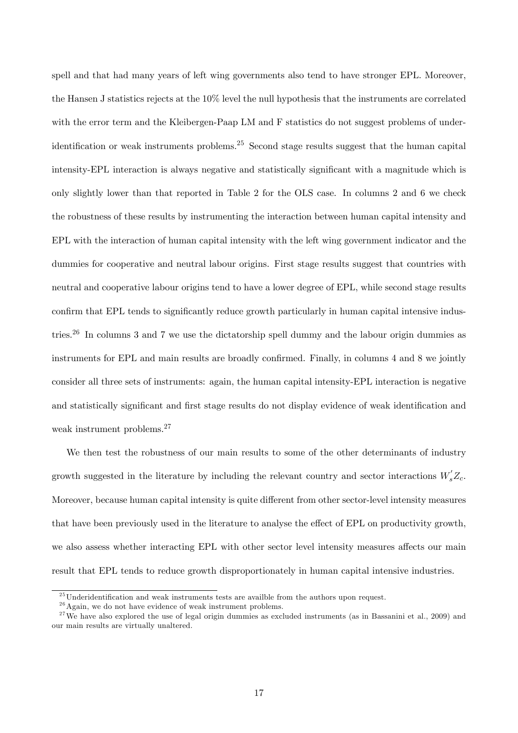spell and that had many years of left wing governments also tend to have stronger EPL. Moreover, the Hansen J statistics rejects at the 10% level the null hypothesis that the instruments are correlated with the error term and the Kleibergen-Paap LM and F statistics do not suggest problems of under-identification or weak instruments problems.[25] Second stage results suggest that the human capital intensity-EPL interaction is always negative and statistically significant with a magnitude which is only slightly lower than that reported in Table 2 for the OLS case. In columns 2 and 6 we check the robustness of these results by instrumenting the interaction between human capital intensity and EPL with the interaction of human capital intensity with the left wing government indicator and the dummies for cooperative and neutral labour origins. First stage results suggest that countries with neutral and cooperative labour origins tend to have a lower degree of EPL, while second stage results confirm that EPL tends to significantly reduce growth particularly in human capital intensive industries.[26] In columns 3 and 7 we use the dictatorship spell dummy and the labour origin dummies as instruments for EPL and main results are broadly confirmed. Finally, in columns 4 and 8 we jointly consider all three sets of instruments: again, the human capital intensity-EPL interaction is negative and statistically significant and first stage results do not display evidence of weak identification and weak instrument problems.[27]

We then test the robustness of our main results to some of the other determinants of industry growth suggested in the literature by including the relevant country and sector interactions $W_s^{'}Z_c$. Moreover, because human capital intensity is quite different from other sector-level intensity measures that have been previously used in the literature to analyse the effect of EPL on productivity growth, we also assess whether interacting EPL with other sector level intensity measures affects our main result that EPL tends to reduce growth disproportionately in human capital intensive industries.

[25] Underidentification and weak instruments tests are availble from the authors upon request.

[26] Again, we do not have evidence of weak instrument problems.

[27] We have also explored the use of legal origin dummies as excluded instruments (as in Bassanini et al., 2009) and our main results are virtually unaltered.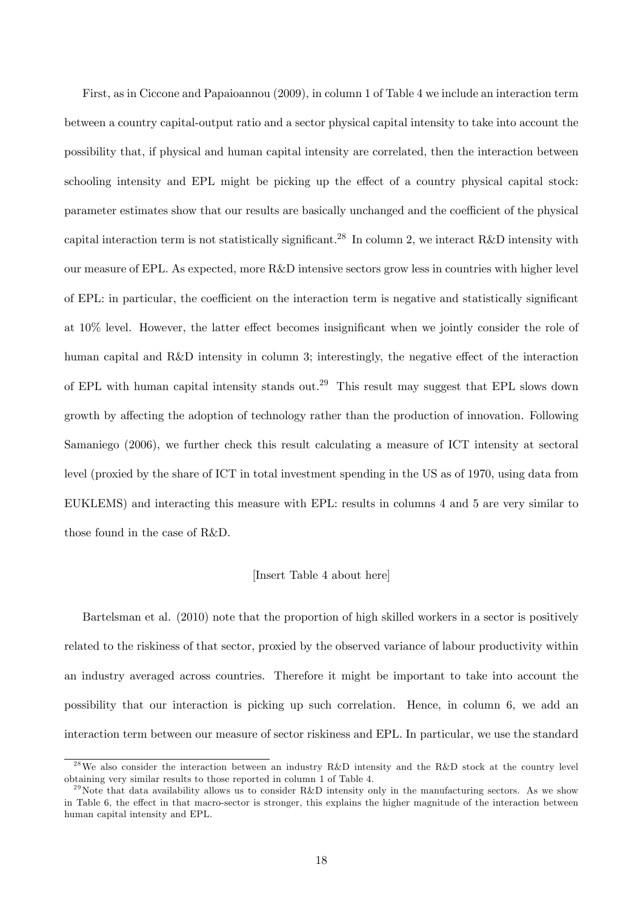First, as in Ciccone and Papaioannou (2009), in column 1 of Table 4 we include an interaction term between a country capital-output ratio and a sector physical capital intensity to take into account the possibility that, if physical and human capital intensity are correlated, then the interaction between schooling intensity and EPL might be picking up the effect of a country physical capital stock: parameter estimates show that our results are basically unchanged and the coefficient of the physical capital interaction term is not statistically significant.[28] In column 2, we interact R&D intensity with our measure of EPL. As expected, more R&D intensive sectors grow less in countries with higher level of EPL: in particular, the coefficient on the interaction term is negative and statistically significant at 10% level. However, the latter effect becomes insignificant when we jointly consider the role of human capital and R&D intensity in column 3; interestingly, the negative effect of the interaction of EPL with human capital intensity stands out.[29] This result may suggest that EPL slows down growth by affecting the adoption of technology rather than the production of innovation. Following Samaniego (2006), we further check this result calculating a measure of ICT intensity at sectoral level (proxied by the share of ICT in total investment spending in the US as of 1970, using data from EUKLEMS) and interacting this measure with EPL: results in columns 4 and 5 are very similar to those found in the case of R&D.

[Insert Table 4 about here]

Bartelsman et al. (2010) note that the proportion of high skilled workers in a sector is positively related to the riskiness of that sector, proxied by the observed variance of labour productivity within an industry averaged across countries. Therefore it might be important to take into account the possibility that our interaction is picking up such correlation. Hence, in column 6, we add an interaction term between our measure of sector riskiness and EPL. In particular, we use the standard

---

[28] We also consider the interaction between an industry R&D intensity and the R&D stock at the country level obtaining very similar results to those reported in column 1 of Table 4.

[29] Note that data availability allows us to consider R&D intensity only in the manufacturing sectors. As we show in Table 6, the effect in that macro-sector is stronger, this explains the higher magnitude of the interaction between human capital intensity and EPL.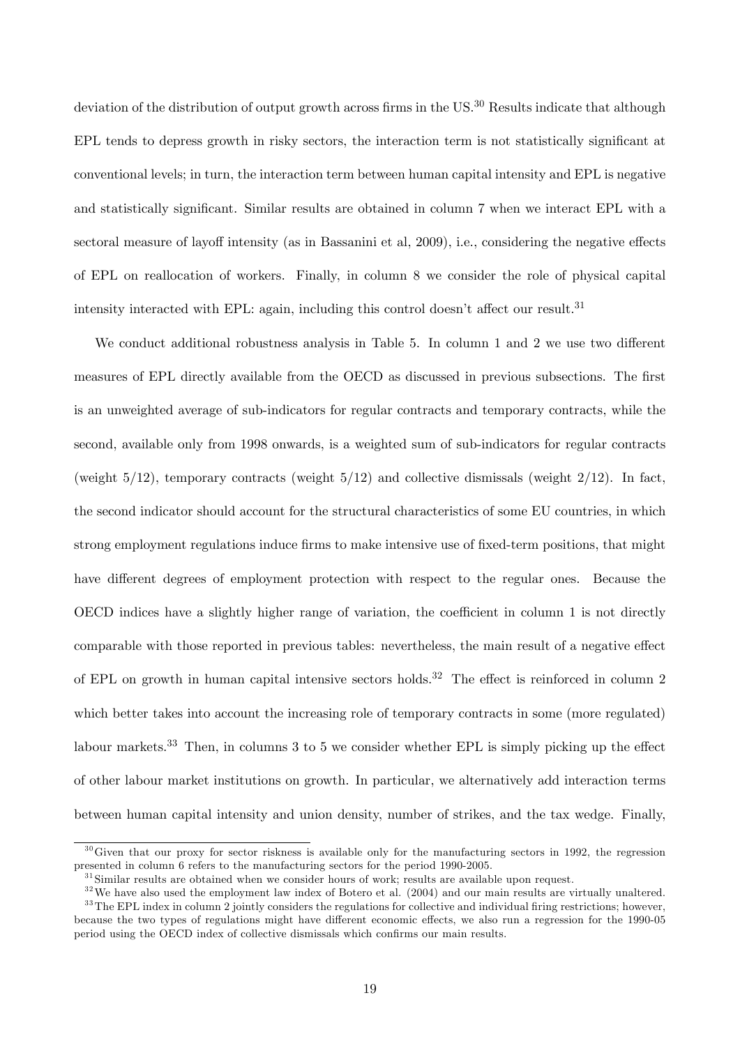deviation of the distribution of output growth across firms in the US.[30] Results indicate that although EPL tends to depress growth in risky sectors, the interaction term is not statistically significant at conventional levels; in turn, the interaction term between human capital intensity and EPL is negative and statistically significant. Similar results are obtained in column 7 when we interact EPL with a sectoral measure of layoff intensity (as in Bassanini et al, 2009), i.e., considering the negative effects of EPL on reallocation of workers. Finally, in column 8 we consider the role of physical capital intensity interacted with EPL: again, including this control doesn't affect our result.[31]

We conduct additional robustness analysis in Table 5. In column 1 and 2 we use two different measures of EPL directly available from the OECD as discussed in previous subsections. The first is an unweighted average of sub-indicators for regular contracts and temporary contracts, while the second, available only from 1998 onwards, is a weighted sum of sub-indicators for regular contracts (weight 5/12), temporary contracts (weight 5/12) and collective dismissals (weight 2/12). In fact, the second indicator should account for the structural characteristics of some EU countries, in which strong employment regulations induce firms to make intensive use of fixed-term positions, that might have different degrees of employment protection with respect to the regular ones. Because the OECD indices have a slightly higher range of variation, the coefficient in column 1 is not directly comparable with those reported in previous tables: nevertheless, the main result of a negative effect of EPL on growth in human capital intensive sectors holds.[32] The effect is reinforced in column 2 which better takes into account the increasing role of temporary contracts in some (more regulated) labour markets.[33] Then, in columns 3 to 5 we consider whether EPL is simply picking up the effect of other labour market institutions on growth. In particular, we alternatively add interaction terms between human capital intensity and union density, number of strikes, and the tax wedge. Finally,

---

[30] Given that our proxy for sector riskness is available only for the manufacturing sectors in 1992, the regression presented in column 6 refers to the manufacturing sectors for the period 1990-2005.

[31] Similar results are obtained when we consider hours of work; results are available upon request.

[32] We have also used the employment law index of Botero et al. (2004) and our main results are virtually unaltered.

[33] The EPL index in column 2 jointly considers the regulations for collective and individual firing restrictions; however, because the two types of regulations might have different economic effects, we also run a regression for the 1990-05 period using the OECD index of collective dismissals which confirms our main results.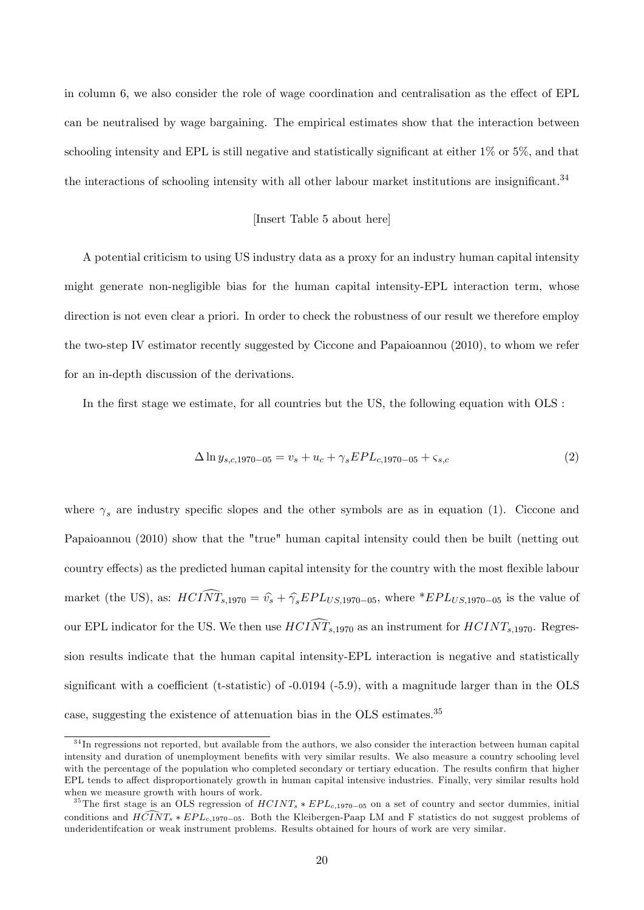in column 6, we also consider the role of wage coordination and centralisation as the effect of EPL can be neutralised by wage bargaining. The empirical estimates show that the interaction between schooling intensity and EPL is still negative and statistically significant at either 1% or 5%, and that the interactions of schooling intensity with all other labour market institutions are insignificant.[34]

[Insert Table 5 about here]

A potential criticism to using US industry data as a proxy for an industry human capital intensity might generate non-negligible bias for the human capital intensity-EPL interaction term, whose direction is not even clear a priori. In order to check the robustness of our result we therefore employ the two-step IV estimator recently suggested by Ciccone and Papaioannou (2010), to whom we refer for an in-depth discussion of the derivations.

In the first stage we estimate, for all countries but the US, the following equation with OLS :

$$\Delta \ln y_{s,c,1970-05} = v_s + u_c + \gamma_s EPL_{c,1970-05} + \varsigma_{s,c} \tag{2}$$

where $\gamma_s$ are industry specific slopes and the other symbols are as in equation (1). Ciccone and Papaioannou (2010) show that the "true" human capital intensity could then be built (netting out country effects) as the predicted human capital intensity for the country with the most flexible labour market (the US), as: $\widehat{HCINT}_{s,1970} = \widehat{v}_s + \widehat{\gamma}_s EPL_{US,1970-05}$, where $^*EPL_{US,1970-05}$ is the value of our EPL indicator for the US. We then use $\widehat{HCINT}_{s,1970}$ as an instrument for $HCINT_{s,1970}$. Regression results indicate that the human capital intensity-EPL interaction is negative and statistically significant with a coefficient (t-statistic) of -0.0194 (-5.9), with a magnitude larger than in the OLS case, suggesting the existence of attenuation bias in the OLS estimates.[35]

---

[34] In regressions not reported, but available from the authors, we also consider the interaction between human capital intensity and duration of unemployment benefits with very similar results. We also measure a country schooling level with the percentage of the population who completed secondary or tertiary education. The results confirm that higher EPL tends to affect disproportionately growth in human capital intensive industries. Finally, very similar results hold when we measure growth with hours of work.

[35] The first stage is an OLS regression of $HCINT_s * EPL_{c,1970-05}$ on a set of country and sector dummies, initial conditions and $\widehat{HCINT}_s * EPL_{c,1970-05}$. Both the Kleibergen-Paap LM and F statistics do not suggest problems of underidentifcation or weak instrument problems. Results obtained for hours of work are very similar.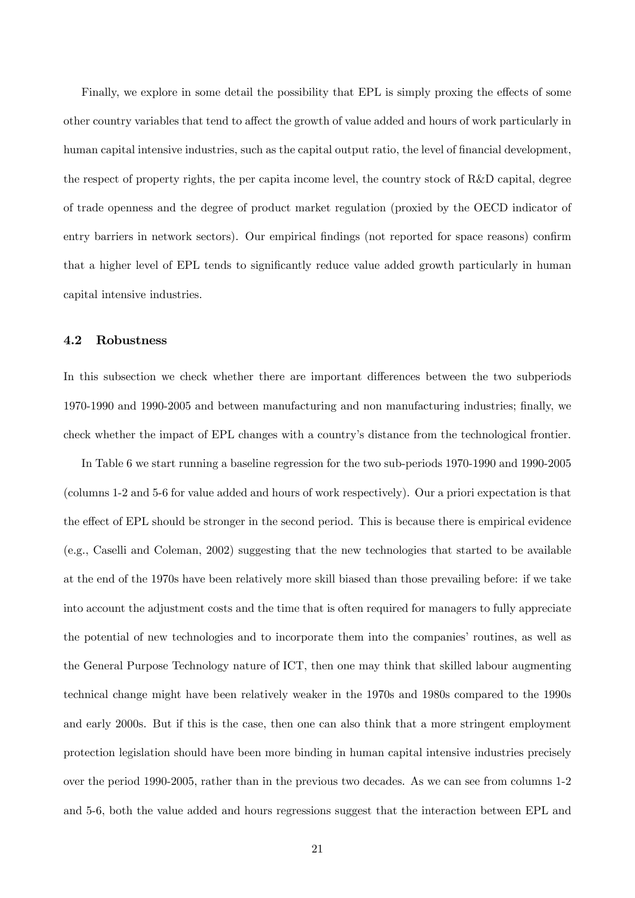Finally, we explore in some detail the possibility that EPL is simply proxing the effects of some other country variables that tend to affect the growth of value added and hours of work particularly in human capital intensive industries, such as the capital output ratio, the level of financial development, the respect of property rights, the per capita income level, the country stock of R&D capital, degree of trade openness and the degree of product market regulation (proxied by the OECD indicator of entry barriers in network sectors). Our empirical findings (not reported for space reasons) confirm that a higher level of EPL tends to significantly reduce value added growth particularly in human capital intensive industries.

### 4.2 Robustness

In this subsection we check whether there are important differences between the two subperiods 1970-1990 and 1990-2005 and between manufacturing and non manufacturing industries; finally, we check whether the impact of EPL changes with a country's distance from the technological frontier.

In Table 6 we start running a baseline regression for the two sub-periods 1970-1990 and 1990-2005 (columns 1-2 and 5-6 for value added and hours of work respectively). Our a priori expectation is that the effect of EPL should be stronger in the second period. This is because there is empirical evidence (e.g., Caselli and Coleman, 2002) suggesting that the new technologies that started to be available at the end of the 1970s have been relatively more skill biased than those prevailing before: if we take into account the adjustment costs and the time that is often required for managers to fully appreciate the potential of new technologies and to incorporate them into the companies' routines, as well as the General Purpose Technology nature of ICT, then one may think that skilled labour augmenting technical change might have been relatively weaker in the 1970s and 1980s compared to the 1990s and early 2000s. But if this is the case, then one can also think that a more stringent employment protection legislation should have been more binding in human capital intensive industries precisely over the period 1990-2005, rather than in the previous two decades. As we can see from columns 1-2 and 5-6, both the value added and hours regressions suggest that the interaction between EPL and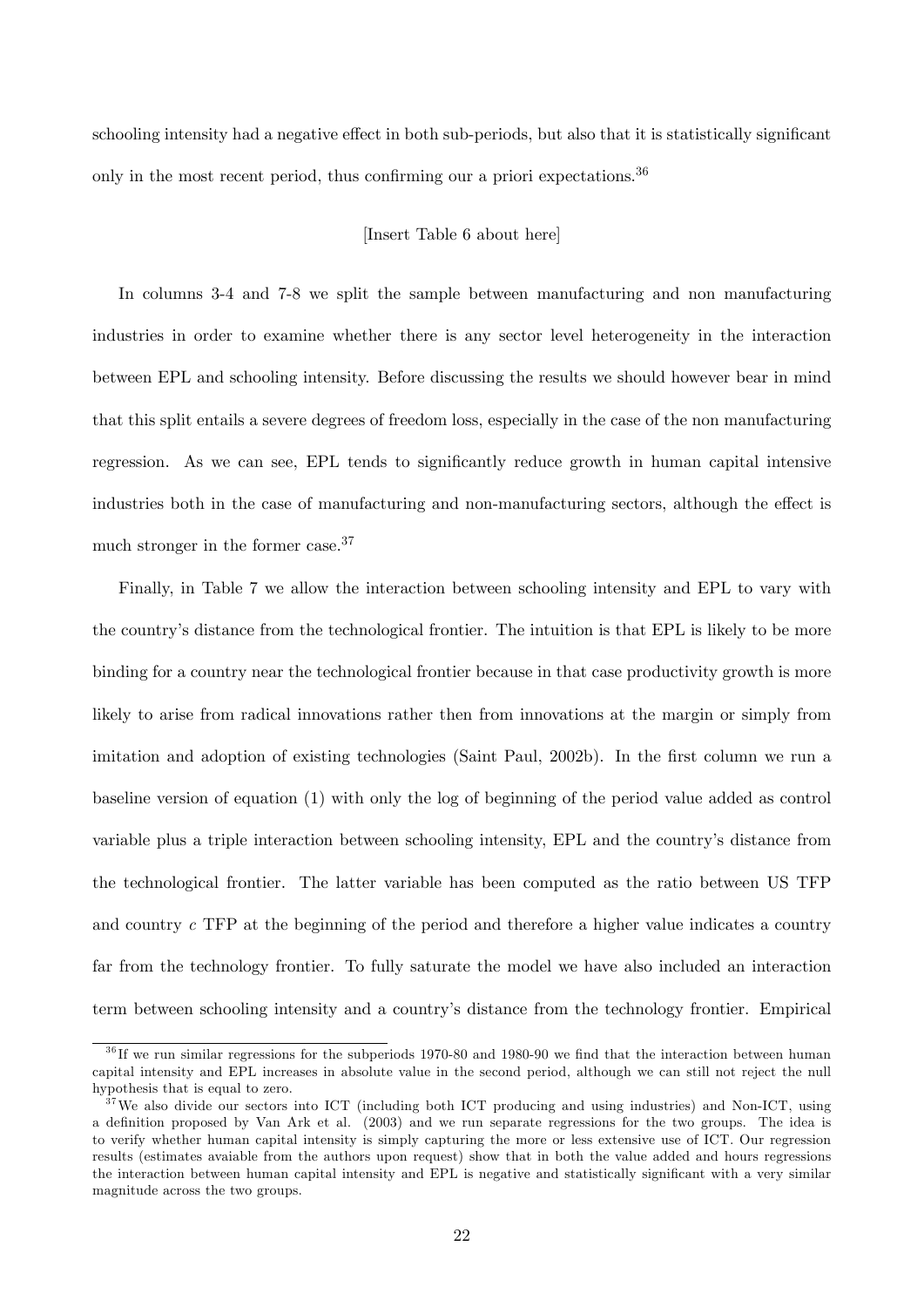schooling intensity had a negative effect in both sub-periods, but also that it is statistically significant only in the most recent period, thus confirming our a priori expectations.[36]

[Insert Table 6 about here]

In columns 3-4 and 7-8 we split the sample between manufacturing and non manufacturing industries in order to examine whether there is any sector level heterogeneity in the interaction between EPL and schooling intensity. Before discussing the results we should however bear in mind that this split entails a severe degrees of freedom loss, especially in the case of the non manufacturing regression. As we can see, EPL tends to significantly reduce growth in human capital intensive industries both in the case of manufacturing and non-manufacturing sectors, although the effect is much stronger in the former case.[37]

Finally, in Table 7 we allow the interaction between schooling intensity and EPL to vary with the country's distance from the technological frontier. The intuition is that EPL is likely to be more binding for a country near the technological frontier because in that case productivity growth is more likely to arise from radical innovations rather then from innovations at the margin or simply from imitation and adoption of existing technologies (Saint Paul, 2002b). In the first column we run a baseline version of equation (1) with only the log of beginning of the period value added as control variable plus a triple interaction between schooling intensity, EPL and the country's distance from the technological frontier. The latter variable has been computed as the ratio between US TFP and country $c$ TFP at the beginning of the period and therefore a higher value indicates a country far from the technology frontier. To fully saturate the model we have also included an interaction term between schooling intensity and a country's distance from the technology frontier. Empirical

[36] If we run similar regressions for the subperiods 1970-80 and 1980-90 we find that the interaction between human capital intensity and EPL increases in absolute value in the second period, although we can still not reject the null hypothesis that is equal to zero.

[37] We also divide our sectors into ICT (including both ICT producing and using industries) and Non-ICT, using a definition proposed by Van Ark et al. (2003) and we run separate regressions for the two groups. The idea is to verify whether human capital intensity is simply capturing the more or less extensive use of ICT. Our regression results (estimates avaiable from the authors upon request) show that in both the value added and hours regressions the interaction between human capital intensity and EPL is negative and statistically significant with a very similar magnitude across the two groups.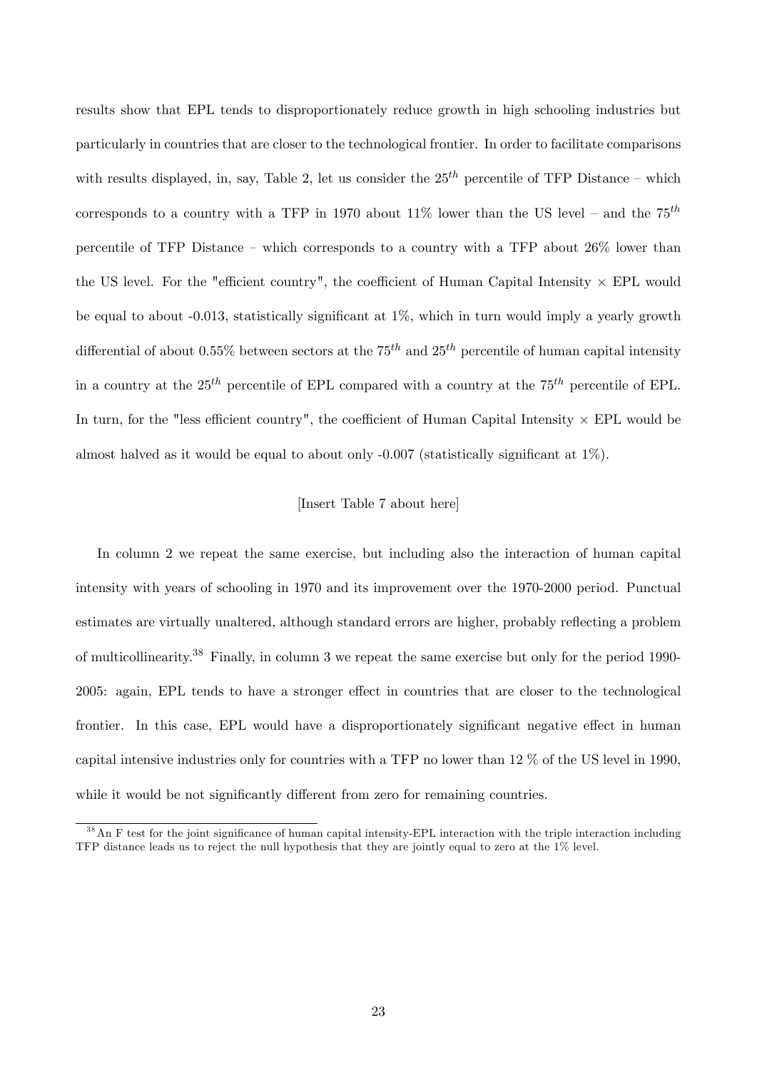results show that EPL tends to disproportionately reduce growth in high schooling industries but particularly in countries that are closer to the technological frontier. In order to facilitate comparisons with results displayed, in, say, Table 2, let us consider the $25^{th}$ percentile of TFP Distance – which corresponds to a country with a TFP in 1970 about 11% lower than the US level – and the $75^{th}$ percentile of TFP Distance – which corresponds to a country with a TFP about 26% lower than the US level. For the "efficient country", the coefficient of Human Capital Intensity $\times$ EPL would be equal to about -0.013, statistically significant at 1%, which in turn would imply a yearly growth differential of about 0.55% between sectors at the $75^{th}$ and $25^{th}$ percentile of human capital intensity in a country at the $25^{th}$ percentile of EPL compared with a country at the $75^{th}$ percentile of EPL. In turn, for the "less efficient country", the coefficient of Human Capital Intensity $\times$ EPL would be almost halved as it would be equal to about only -0.007 (statistically significant at 1%).

[Insert Table 7 about here]

In column 2 we repeat the same exercise, but including also the interaction of human capital intensity with years of schooling in 1970 and its improvement over the 1970-2000 period. Punctual estimates are virtually unaltered, although standard errors are higher, probably reflecting a problem of multicollinearity.[38] Finally, in column 3 we repeat the same exercise but only for the period 1990-2005: again, EPL tends to have a stronger effect in countries that are closer to the technological frontier. In this case, EPL would have a disproportionately significant negative effect in human capital intensive industries only for countries with a TFP no lower than 12 % of the US level in 1990, while it would be not significantly different from zero for remaining countries.

[38] An F test for the joint significance of human capital intensity-EPL interaction with the triple interaction including TFP distance leads us to reject the null hypothesis that they are jointly equal to zero at the 1% level.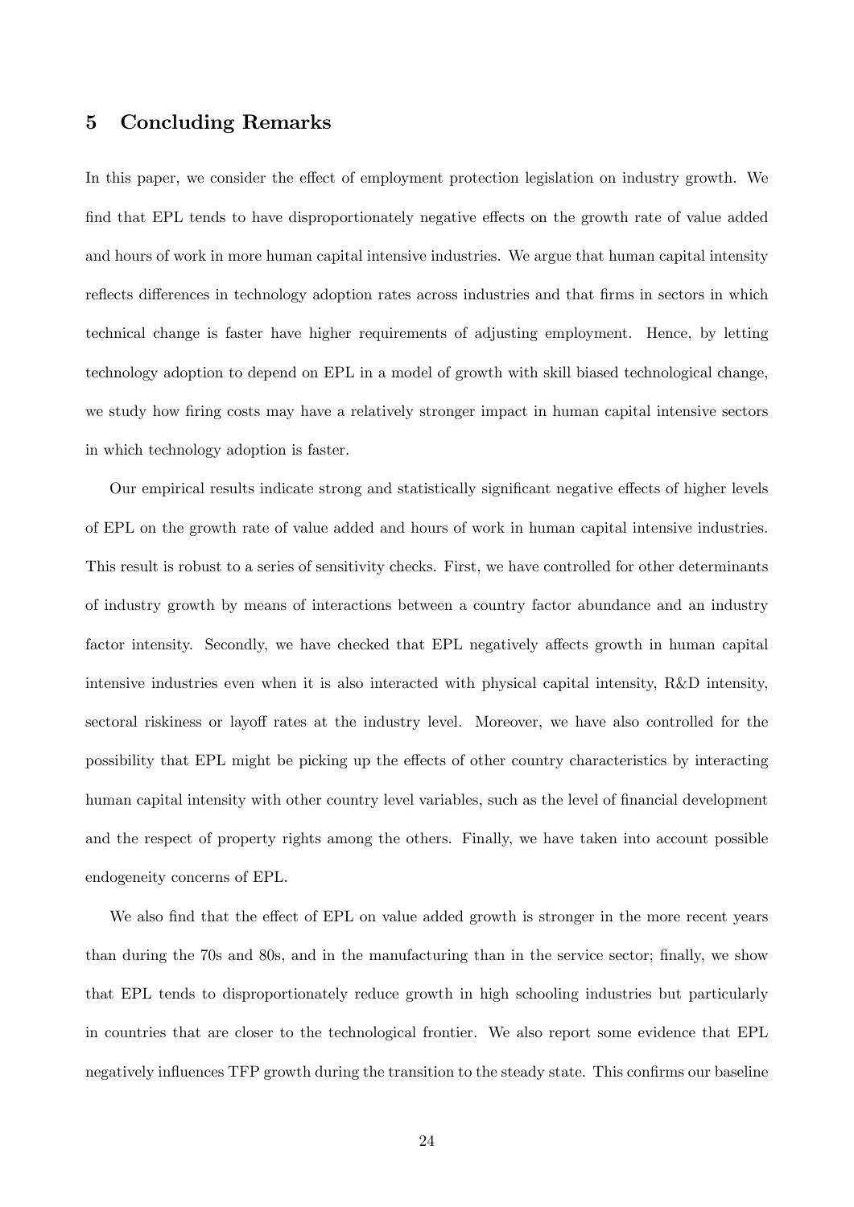## 5 Concluding Remarks

In this paper, we consider the effect of employment protection legislation on industry growth. We find that EPL tends to have disproportionately negative effects on the growth rate of value added and hours of work in more human capital intensive industries. We argue that human capital intensity reflects differences in technology adoption rates across industries and that firms in sectors in which technical change is faster have higher requirements of adjusting employment. Hence, by letting technology adoption to depend on EPL in a model of growth with skill biased technological change, we study how firing costs may have a relatively stronger impact in human capital intensive sectors in which technology adoption is faster.

Our empirical results indicate strong and statistically significant negative effects of higher levels of EPL on the growth rate of value added and hours of work in human capital intensive industries. This result is robust to a series of sensitivity checks. First, we have controlled for other determinants of industry growth by means of interactions between a country factor abundance and an industry factor intensity. Secondly, we have checked that EPL negatively affects growth in human capital intensive industries even when it is also interacted with physical capital intensity, R&D intensity, sectoral riskiness or layoff rates at the industry level. Moreover, we have also controlled for the possibility that EPL might be picking up the effects of other country characteristics by interacting human capital intensity with other country level variables, such as the level of financial development and the respect of property rights among the others. Finally, we have taken into account possible endogeneity concerns of EPL.

We also find that the effect of EPL on value added growth is stronger in the more recent years than during the 70s and 80s, and in the manufacturing than in the service sector; finally, we show that EPL tends to disproportionately reduce growth in high schooling industries but particularly in countries that are closer to the technological frontier. We also report some evidence that EPL negatively influences TFP growth during the transition to the steady state. This confirms our baseline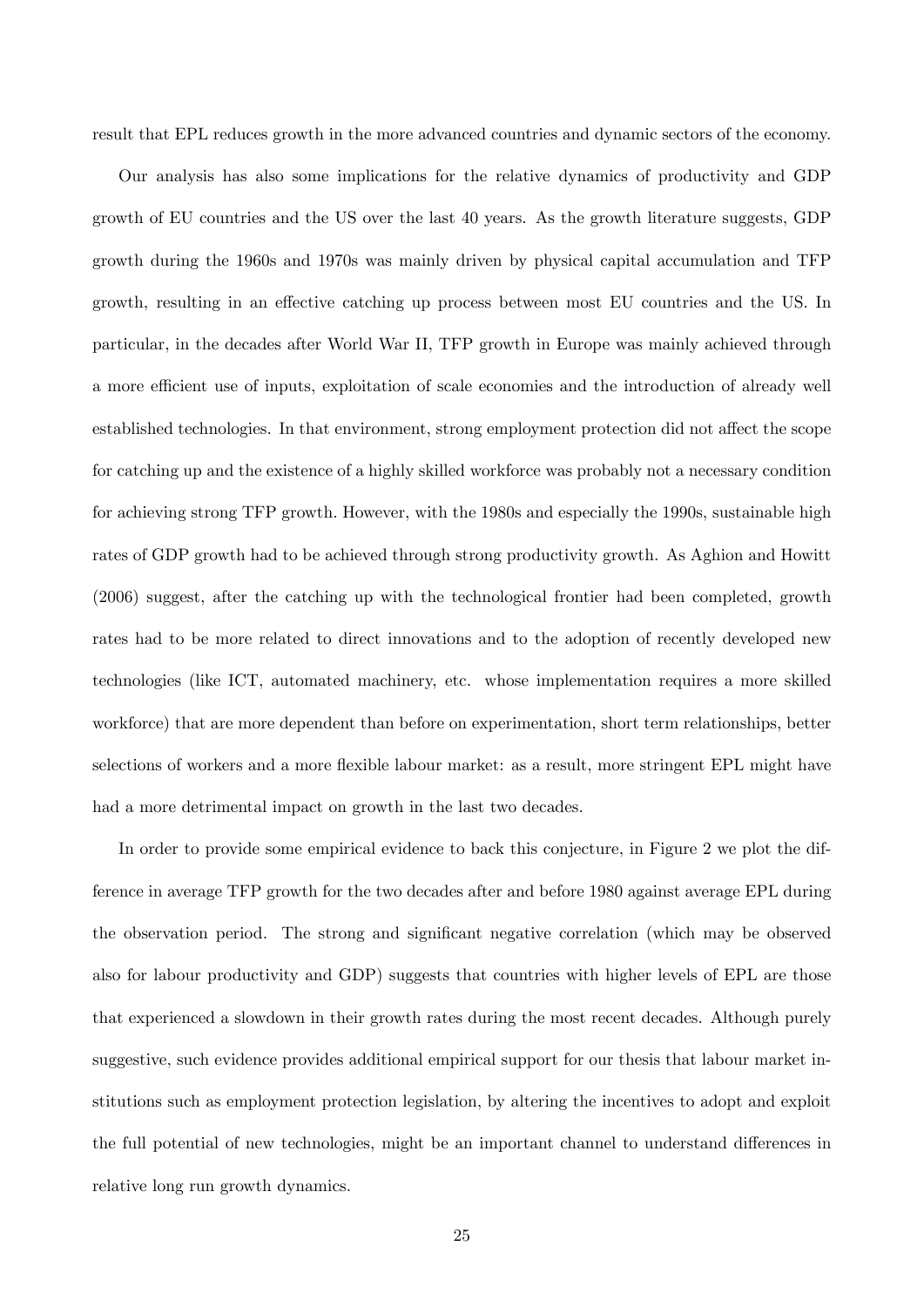result that EPL reduces growth in the more advanced countries and dynamic sectors of the economy.

Our analysis has also some implications for the relative dynamics of productivity and GDP growth of EU countries and the US over the last 40 years. As the growth literature suggests, GDP growth during the 1960s and 1970s was mainly driven by physical capital accumulation and TFP growth, resulting in an effective catching up process between most EU countries and the US. In particular, in the decades after World War II, TFP growth in Europe was mainly achieved through a more efficient use of inputs, exploitation of scale economies and the introduction of already well established technologies. In that environment, strong employment protection did not affect the scope for catching up and the existence of a highly skilled workforce was probably not a necessary condition for achieving strong TFP growth. However, with the 1980s and especially the 1990s, sustainable high rates of GDP growth had to be achieved through strong productivity growth. As Aghion and Howitt (2006) suggest, after the catching up with the technological frontier had been completed, growth rates had to be more related to direct innovations and to the adoption of recently developed new technologies (like ICT, automated machinery, etc. whose implementation requires a more skilled workforce) that are more dependent than before on experimentation, short term relationships, better selections of workers and a more flexible labour market: as a result, more stringent EPL might have had a more detrimental impact on growth in the last two decades.

In order to provide some empirical evidence to back this conjecture, in Figure 2 we plot the difference in average TFP growth for the two decades after and before 1980 against average EPL during the observation period. The strong and significant negative correlation (which may be observed also for labour productivity and GDP) suggests that countries with higher levels of EPL are those that experienced a slowdown in their growth rates during the most recent decades. Although purely suggestive, such evidence provides additional empirical support for our thesis that labour market institutions such as employment protection legislation, by altering the incentives to adopt and exploit the full potential of new technologies, might be an important channel to understand differences in relative long run growth dynamics.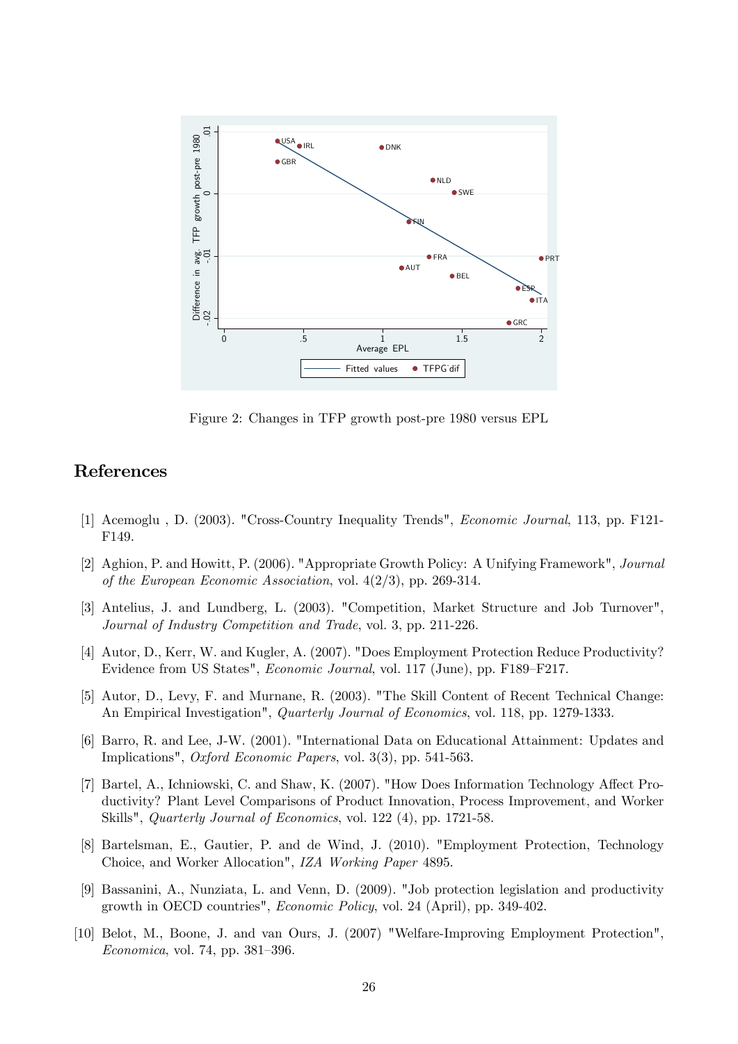Figure 2: Changes in TFP growth post-pre 1980 versus EPL

# References

[1] Acemoglu , D. (2003). "Cross-Country Inequality Trends", *Economic Journal*, 113, pp. F121-F149.

[2] Aghion, P. and Howitt, P. (2006). "Appropriate Growth Policy: A Unifying Framework", *Journal of the European Economic Association*, vol. 4(2/3), pp. 269-314.

[3] Antelius, J. and Lundberg, L. (2003). "Competition, Market Structure and Job Turnover", *Journal of Industry Competition and Trade*, vol. 3, pp. 211-226.

[4] Autor, D., Kerr, W. and Kugler, A. (2007). "Does Employment Protection Reduce Productivity? Evidence from US States", *Economic Journal*, vol. 117 (June), pp. F189–F217.

[5] Autor, D., Levy, F. and Murnane, R. (2003). "The Skill Content of Recent Technical Change: An Empirical Investigation", *Quarterly Journal of Economics*, vol. 118, pp. 1279-1333.

[6] Barro, R. and Lee, J-W. (2001). "International Data on Educational Attainment: Updates and Implications", *Oxford Economic Papers*, vol. 3(3), pp. 541-563.

[7] Bartel, A., Ichniowski, C. and Shaw, K. (2007). "How Does Information Technology Affect Productivity? Plant Level Comparisons of Product Innovation, Process Improvement, and Worker Skills", *Quarterly Journal of Economics*, vol. 122 (4), pp. 1721-58.

[8] Bartelsman, E., Gautier, P. and de Wind, J. (2010). "Employment Protection, Technology Choice, and Worker Allocation", *IZA Working Paper* 4895.

[9] Bassanini, A., Nunziata, L. and Venn, D. (2009). "Job protection legislation and productivity growth in OECD countries", *Economic Policy*, vol. 24 (April), pp. 349-402.

[10] Belot, M., Boone, J. and van Ours, J. (2007) "Welfare-Improving Employment Protection", *Economica*, vol. 74, pp. 381–396.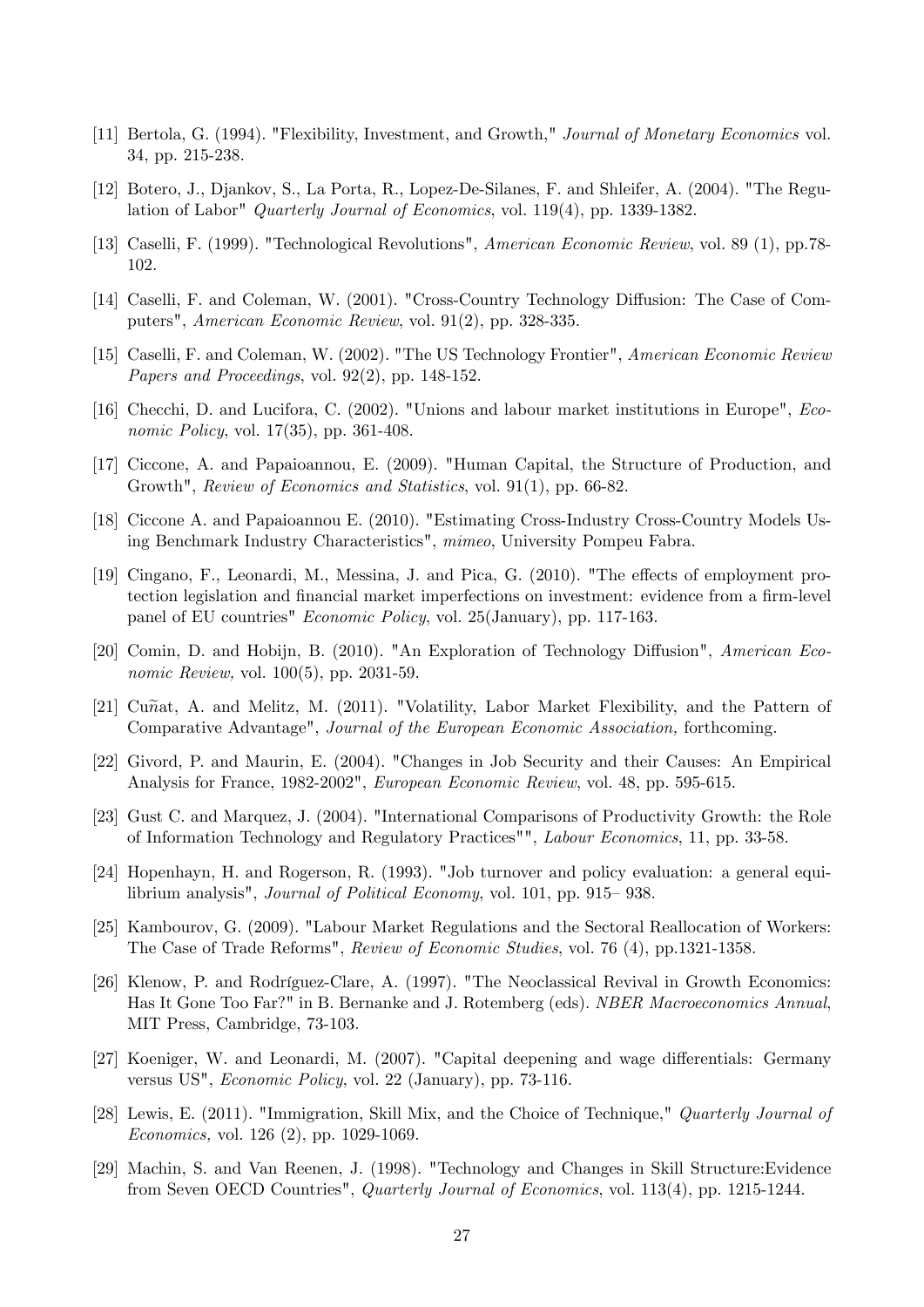[11] Bertola, G. (1994). "Flexibility, Investment, and Growth," *Journal of Monetary Economics* vol. 34, pp. 215-238.

[12] Botero, J., Djankov, S., La Porta, R., Lopez-De-Silanes, F. and Shleifer, A. (2004). "The Regulation of Labor" *Quarterly Journal of Economics*, vol. 119(4), pp. 1339-1382.

[13] Caselli, F. (1999). "Technological Revolutions", *American Economic Review*, vol. 89 (1), pp.78-102.

[14] Caselli, F. and Coleman, W. (2001). "Cross-Country Technology Diffusion: The Case of Computers", *American Economic Review*, vol. 91(2), pp. 328-335.

[15] Caselli, F. and Coleman, W. (2002). "The US Technology Frontier", *American Economic Review Papers and Proceedings*, vol. 92(2), pp. 148-152.

[16] Checchi, D. and Lucifora, C. (2002). "Unions and labour market institutions in Europe", *Economic Policy*, vol. 17(35), pp. 361-408.

[17] Ciccone, A. and Papaioannou, E. (2009). "Human Capital, the Structure of Production, and Growth", *Review of Economics and Statistics*, vol. 91(1), pp. 66-82.

[18] Ciccone A. and Papaioannou E. (2010). "Estimating Cross-Industry Cross-Country Models Using Benchmark Industry Characteristics", *mimeo*, University Pompeu Fabra.

[19] Cingano, F., Leonardi, M., Messina, J. and Pica, G. (2010). "The effects of employment protection legislation and financial market imperfections on investment: evidence from a firm-level panel of EU countries" *Economic Policy*, vol. 25(January), pp. 117-163.

[20] Comin, D. and Hobijn, B. (2010). "An Exploration of Technology Diffusion", *American Economic Review,* vol. 100(5), pp. 2031-59.

[21] Cuñat, A. and Melitz, M. (2011). "Volatility, Labor Market Flexibility, and the Pattern of Comparative Advantage", *Journal of the European Economic Association,* forthcoming.

[22] Givord, P. and Maurin, E. (2004). "Changes in Job Security and their Causes: An Empirical Analysis for France, 1982-2002", *European Economic Review*, vol. 48, pp. 595-615.

[23] Gust C. and Marquez, J. (2004). "International Comparisons of Productivity Growth: the Role of Information Technology and Regulatory Practices"", *Labour Economics*, 11, pp. 33-58.

[24] Hopenhayn, H. and Rogerson, R. (1993). "Job turnover and policy evaluation: a general equilibrium analysis", *Journal of Political Economy*, vol. 101, pp. 915– 938.

[25] Kambourov, G. (2009). "Labour Market Regulations and the Sectoral Reallocation of Workers: The Case of Trade Reforms", *Review of Economic Studies*, vol. 76 (4), pp.1321-1358.

[26] Klenow, P. and Rodríguez-Clare, A. (1997). "The Neoclassical Revival in Growth Economics: Has It Gone Too Far?" in B. Bernanke and J. Rotemberg (eds). *NBER Macroeconomics Annual*, MIT Press, Cambridge, 73-103.

[27] Koeniger, W. and Leonardi, M. (2007). "Capital deepening and wage differentials: Germany versus US", *Economic Policy*, vol. 22 (January), pp. 73-116.

[28] Lewis, E. (2011). "Immigration, Skill Mix, and the Choice of Technique," *Quarterly Journal of Economics,* vol. 126 (2), pp. 1029-1069.

[29] Machin, S. and Van Reenen, J. (1998). "Technology and Changes in Skill Structure:Evidence from Seven OECD Countries", *Quarterly Journal of Economics*, vol. 113(4), pp. 1215-1244.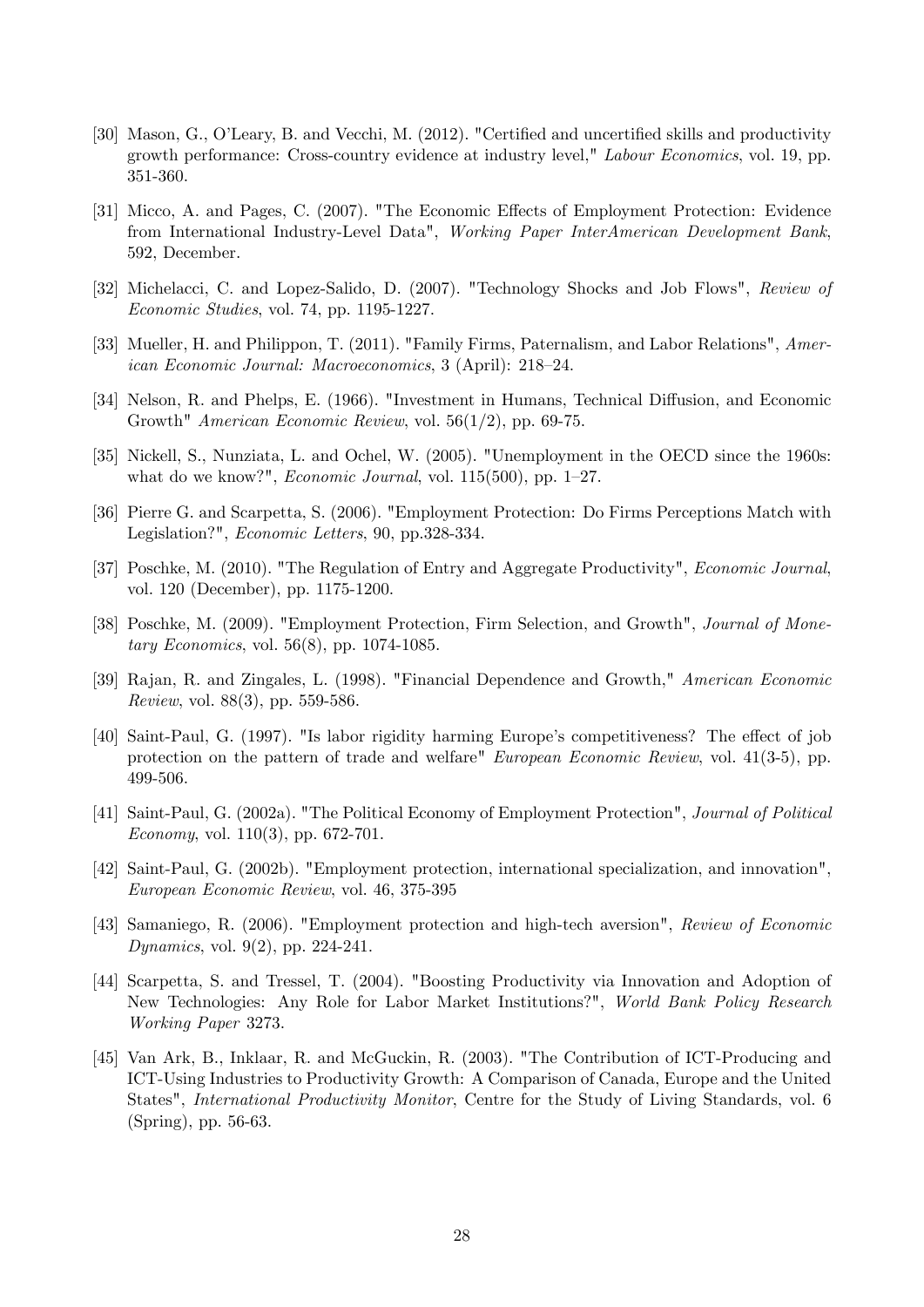[30] Mason, G., O'Leary, B. and Vecchi, M. (2012). "Certified and uncertified skills and productivity growth performance: Cross-country evidence at industry level," *Labour Economics*, vol. 19, pp. 351-360.

[31] Micco, A. and Pages, C. (2007). "The Economic Effects of Employment Protection: Evidence from International Industry-Level Data", *Working Paper InterAmerican Development Bank*, 592, December.

[32] Michelacci, C. and Lopez-Salido, D. (2007). "Technology Shocks and Job Flows", *Review of Economic Studies*, vol. 74, pp. 1195-1227.

[33] Mueller, H. and Philippon, T. (2011). "Family Firms, Paternalism, and Labor Relations", *American Economic Journal: Macroeconomics*, 3 (April): 218–24.

[34] Nelson, R. and Phelps, E. (1966). "Investment in Humans, Technical Diffusion, and Economic Growth" *American Economic Review*, vol. 56(1/2), pp. 69-75.

[35] Nickell, S., Nunziata, L. and Ochel, W. (2005). "Unemployment in the OECD since the 1960s: what do we know?", *Economic Journal*, vol. 115(500), pp. 1–27.

[36] Pierre G. and Scarpetta, S. (2006). "Employment Protection: Do Firms Perceptions Match with Legislation?", *Economic Letters*, 90, pp.328-334.

[37] Poschke, M. (2010). "The Regulation of Entry and Aggregate Productivity", *Economic Journal*, vol. 120 (December), pp. 1175-1200.

[38] Poschke, M. (2009). "Employment Protection, Firm Selection, and Growth", *Journal of Monetary Economics*, vol. 56(8), pp. 1074-1085.

[39] Rajan, R. and Zingales, L. (1998). "Financial Dependence and Growth," *American Economic Review*, vol. 88(3), pp. 559-586.

[40] Saint-Paul, G. (1997). "Is labor rigidity harming Europe's competitiveness? The effect of job protection on the pattern of trade and welfare" *European Economic Review*, vol. 41(3-5), pp. 499-506.

[41] Saint-Paul, G. (2002a). "The Political Economy of Employment Protection", *Journal of Political Economy*, vol. 110(3), pp. 672-701.

[42] Saint-Paul, G. (2002b). "Employment protection, international specialization, and innovation", *European Economic Review*, vol. 46, 375-395

[43] Samaniego, R. (2006). "Employment protection and high-tech aversion", *Review of Economic Dynamics*, vol. 9(2), pp. 224-241.

[44] Scarpetta, S. and Tressel, T. (2004). "Boosting Productivity via Innovation and Adoption of New Technologies: Any Role for Labor Market Institutions?", *World Bank Policy Research Working Paper* 3273.

[45] Van Ark, B., Inklaar, R. and McGuckin, R. (2003). "The Contribution of ICT-Producing and ICT-Using Industries to Productivity Growth: A Comparison of Canada, Europe and the United States", *International Productivity Monitor*, Centre for the Study of Living Standards, vol. 6 (Spring), pp. 56-63.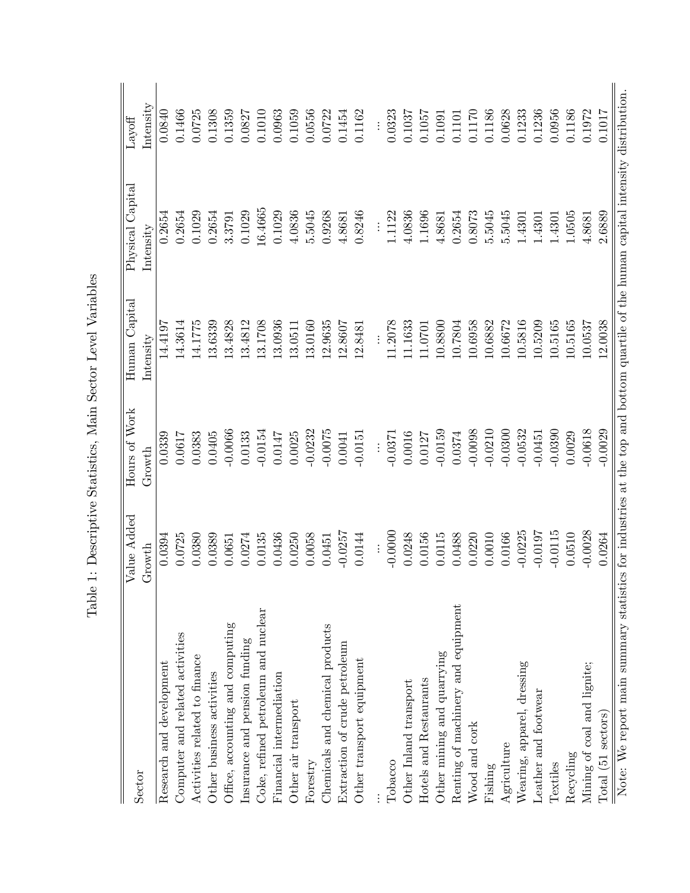Table 1: Descriptive Statistics, Main Sector Level Variables

| Sector | Value Added Growth | Hours of Work Growth | Human Capital Intensity | Physical Capital Intensity | Layoff Intensity |
|---|---|---|---|---|---|
| Research and development | 0.0394 | 0.0339 | 14.4197 | 0.2654 | 0.0840 |
| Computer and related activities | 0.0725 | 0.0617 | 14.3614 | 0.2654 | 0.1466 |
| Activities related to finance | 0.0380 | 0.0383 | 14.1775 | 0.1029 | 0.0725 |
| Other business activities | 0.0389 | 0.0405 | 13.6339 | 0.2654 | 0.1308 |
| Office, accounting and computing | 0.0651 | -0.0066 | 13.4828 | 3.3791 | 0.1359 |
| Insurance and pension funding | 0.0274 | 0.0133 | 13.4812 | 0.1029 | 0.0827 |
| Coke, refined petroleum and nuclear | 0.0135 | -0.0154 | 13.1708 | 16.4665 | 0.1010 |
| Financial intermediation | 0.0436 | 0.0147 | 13.0936 | 0.1029 | 0.0963 |
| Other air transport | 0.0250 | 0.0025 | 13.0511 | 4.0836 | 0.1059 |
| Forestry | 0.0058 | -0.0232 | 13.0160 | 5.5045 | 0.0556 |
| Chemicals and chemical products | 0.0451 | -0.0075 | 12.9635 | 0.9268 | 0.0722 |
| Extraction of crude petroleum | -0.0257 | 0.0041 | 12.8607 | 4.8681 | 0.1454 |
| Other transport equipment | 0.0144 | -0.0151 | 12.8481 | 0.8246 | 0.1162 |
| ⋮ | ⋮ | ⋮ | ⋮ | ⋮ | ⋮ |
| Tobacco | -0.0000 | -0.0371 | 11.2078 | 1.1122 | 0.0323 |
| Other Inland transport | 0.0248 | 0.0016 | 11.1633 | 4.0836 | 0.1037 |
| Hotels and Restaurants | 0.0156 | 0.0127 | 11.0701 | 1.1696 | 0.1057 |
| Other mining and quarrying | 0.0115 | -0.0159 | 10.8800 | 4.8681 | 0.1091 |
| Renting of machinery and equipment | 0.0488 | 0.0374 | 10.7804 | 0.2654 | 0.1101 |
| Wood and cork | 0.0220 | -0.0098 | 10.6958 | 0.8073 | 0.1170 |
| Fishing | 0.0010 | -0.0210 | 10.6882 | 5.5045 | 0.1186 |
| Agriculture | 0.0166 | -0.0300 | 10.6672 | 5.5045 | 0.0628 |
| Wearing, apparel, dressing | -0.0225 | -0.0532 | 10.5816 | 1.4301 | 0.1233 |
| Leather and footwear | -0.0197 | -0.0451 | 10.5209 | 1.4301 | 0.1236 |
| Textiles | -0.0115 | -0.0390 | 10.5165 | 1.4301 | 0.0956 |
| Recycling | 0.0510 | 0.0029 | 10.5165 | 1.0505 | 0.1186 |
| Mining of coal and lignite; | -0.0028 | -0.0618 | 10.0537 | 4.8681 | 0.1972 |
| Total (51 sectors) | 0.0264 | -0.0029 | 12.0038 | 2.6889 | 0.1017 |

Note: We report main summary statistics for industries at the top and bottom quartile of the human capital intensity distribution.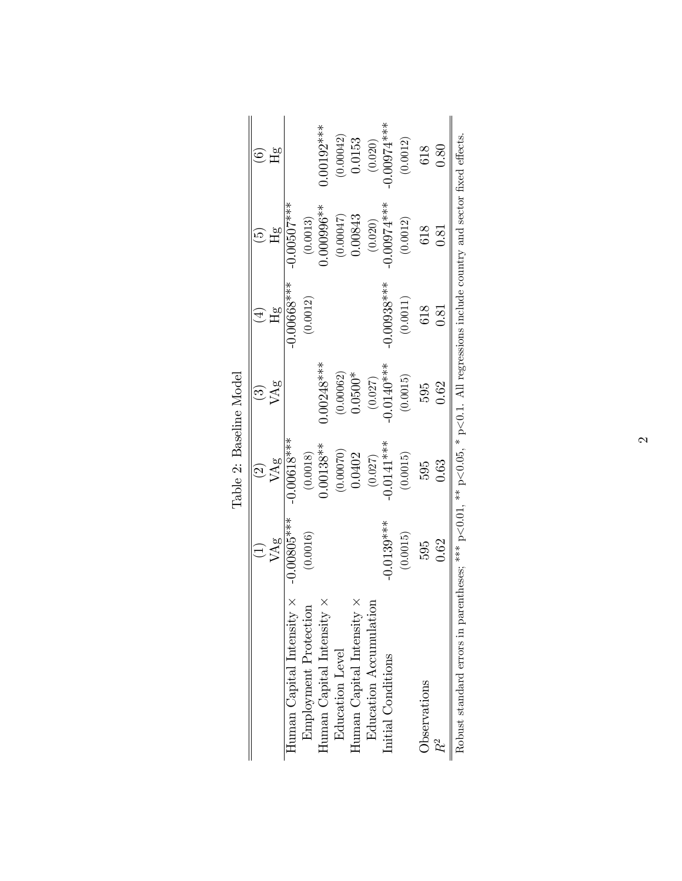Table 2: Baseline Model

| | (1) | (2) | (3) | (4) | (5) | (6) |
|---|---|---|---|---|---|---|
| | VAg | VAg | VAg | Hg | Hg | Hg |
| Human Capital Intensity × Employment Protection | -0.00805*** | -0.00618*** | | -0.00668*** | -0.00507*** | |
| | (0.0016) | (0.0018) | | (0.0012) | (0.0013) | |
| Human Capital Intensity × Education Level | | 0.00138** | 0.00248*** | | 0.000996** | 0.00192*** |
| | | (0.00070) | (0.00062) | | (0.00047) | (0.00042) |
| Human Capital Intensity × Education Accumulation | | 0.0402 | 0.0500* | | 0.00843 | 0.0153 |
| | | (0.027) | (0.027) | | (0.020) | (0.020) |
| Initial Conditions | -0.0139*** | -0.0141*** | -0.0140*** | -0.00938*** | -0.00974*** | -0.00974*** |
| | (0.0015) | (0.0015) | (0.0015) | (0.0011) | (0.0012) | (0.0012) |
| Observations | 595 | 595 | 595 | 618 | 618 | 618 |
| $R^2$ | 0.62 | 0.63 | 0.62 | 0.81 | 0.81 | 0.80 |

Robust standard errors in parentheses; *** $p<0.01$, ** $p<0.05$, * $p<0.1$. All regressions include country and sector fixed effects.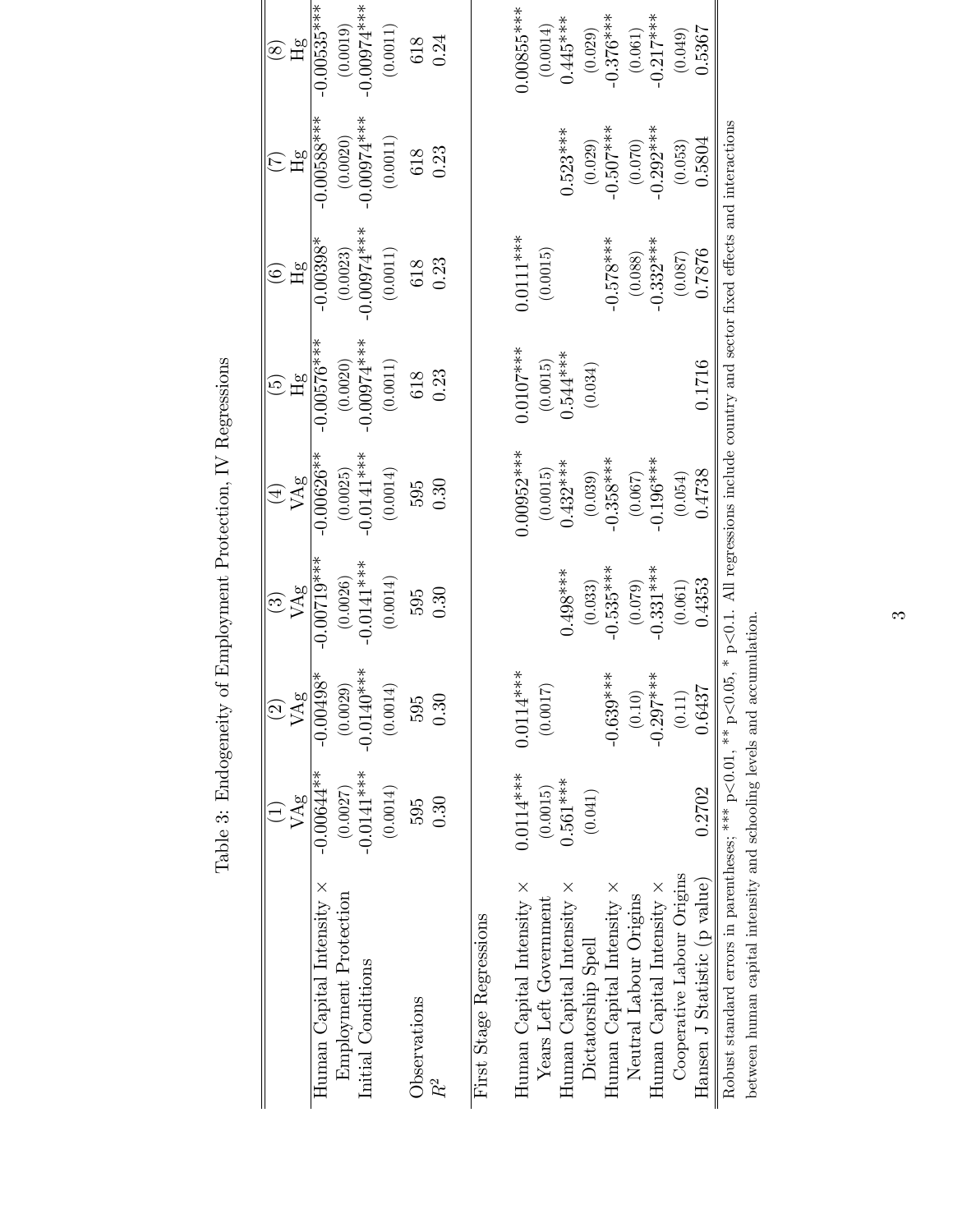# Table 3: Endogeneity of Employment Protection, IV Regressions

| | (1) | (2) | (3) | (4) | (5) | (6) | (7) | (8) |
|---|---|---|---|---|---|---|---|---|
| | VAg | VAg | VAg | VAg | Hg | Hg | Hg | Hg |
| Human Capital Intensity × | -0.00644** | -0.00498* | -0.00719*** | -0.00626** | -0.00576*** | -0.00398* | -0.00588*** | -0.00535*** |
| Employment Protection | (0.0027) | (0.0029) | (0.0026) | (0.0025) | (0.0020) | (0.0023) | (0.0020) | (0.0019) |
| Initial Conditions | -0.0141*** | -0.0140*** | -0.0141*** | -0.0141*** | -0.00974*** | -0.00974*** | -0.00974*** | -0.00974*** |
| | (0.0014) | (0.0014) | (0.0014) | (0.0014) | (0.0011) | (0.0011) | (0.0011) | (0.0011) |
| Observations | 595 | 595 | 595 | 595 | 618 | 618 | 618 | 618 |
| $R^2$ | 0.30 | 0.30 | 0.30 | 0.30 | 0.23 | 0.23 | 0.23 | 0.24 |
| First Stage Regressions | | | | | | | | |
| Human Capital Intensity × | 0.0114*** | 0.0114*** | | 0.00952*** | 0.0107*** | 0.0111*** | | 0.00855*** |
| Years Left Government | (0.0015) | (0.0017) | | (0.0015) | (0.0015) | (0.0015) | | (0.0014) |
| Human Capital Intensity × | 0.561*** | | 0.498*** | 0.432*** | 0.544*** | | 0.523*** | 0.445*** |
| Dictatorship Spell | (0.041) | | (0.033) | (0.039) | (0.034) | | (0.029) | (0.029) |
| Human Capital Intensity × | | -0.639*** | -0.535*** | -0.358*** | | -0.578*** | -0.507*** | -0.376*** |
| Neutral Labour Origins | | (0.10) | (0.079) | (0.067) | | (0.088) | (0.070) | (0.061) |
| Human Capital Intensity × | | -0.297*** | -0.331*** | -0.196*** | | -0.332*** | -0.292*** | -0.217*** |
| Cooperative Labour Origins | | (0.11) | (0.061) | (0.054) | | (0.087) | (0.053) | (0.049) |
| Hansen J Statistic (p value) | 0.2702 | 0.6437 | 0.4353 | 0.4738 | 0.1716 | 0.7876 | 0.5804 | 0.5367 |

Robust standard errors in parentheses; *** p<0.01, ** p<0.05, * p<0.1. All regressions include country and sector fixed effects and interactions between human capital intensity and schooling levels and accumulation.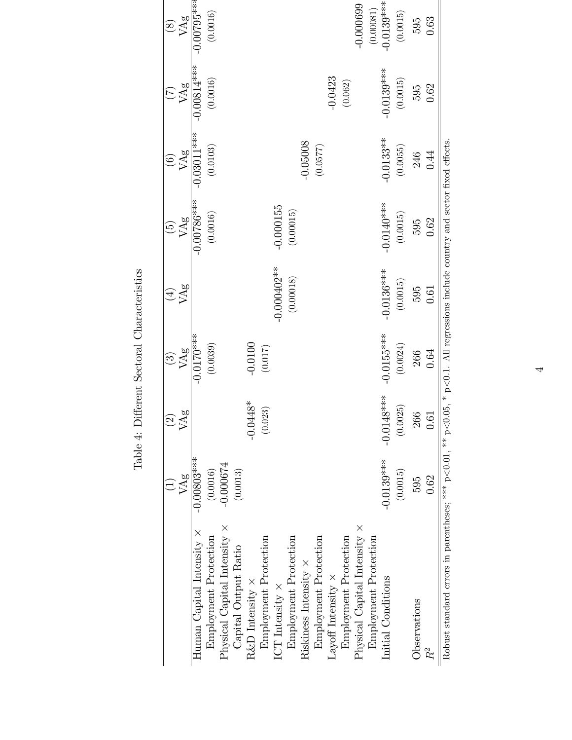Table 4: Different Sectoral Characteristics

| | (1) VAg | (2) VAg | (3) VAg | (4) VAg | (5) VAg | (6) VAg | (7) VAg | (8) VAg |
|---|---|---|---|---|---|---|---|---|
| Human Capital Intensity × Employment Protection | -0.00803*** | | -0.0170*** | | -0.00786*** | -0.03011*** | -0.00814*** | -0.00795*** |
| | (0.0016) | | (0.0039) | | (0.0016) | (0.0103) | (0.0016) | (0.0016) |
| Physical Capital Intensity × Capital Output Ratio | -0.000674 | | | | | | | |
| | (0.0013) | | | | | | | |
| R&D Intensity × Employment Protection | | -0.0448* | -0.0100 | | | | | |
| | | (0.023) | (0.017) | | | | | |
| ICT Intensity × Employment Protection | | | | -0.000402** | -0.000155 | | | |
| | | | | (0.00018) | (0.00015) | | | |
| Riskiness Intensity × Employment Protection | | | | | | -0.05008 | | |
| | | | | | | (0.0577) | | |
| Layoff Intensity × Employment Protection | | | | | | | -0.0423 | |
| | | | | | | | (0.062) | |
| Physical Capital Intensity × Employment Protection | | | | | | | | -0.000699 |
| | | | | | | | | (0.00081) |
| Initial Conditions | -0.0139*** | -0.0148*** | -0.0155*** | -0.0136*** | -0.0140*** | -0.0133** | -0.0139*** | -0.0139*** |
| | (0.0015) | (0.0025) | (0.0024) | (0.0015) | (0.0015) | (0.0055) | (0.0015) | (0.0015) |
| Observations | 595 | 266 | 266 | 595 | 595 | 246 | 595 | 595 |
| $R^2$ | 0.62 | 0.61 | 0.64 | 0.61 | 0.62 | 0.44 | 0.62 | 0.63 |

Robust standard errors in parentheses; *** p<0.01, ** p<0.05, * p<0.1. All regressions include country and sector fixed effects.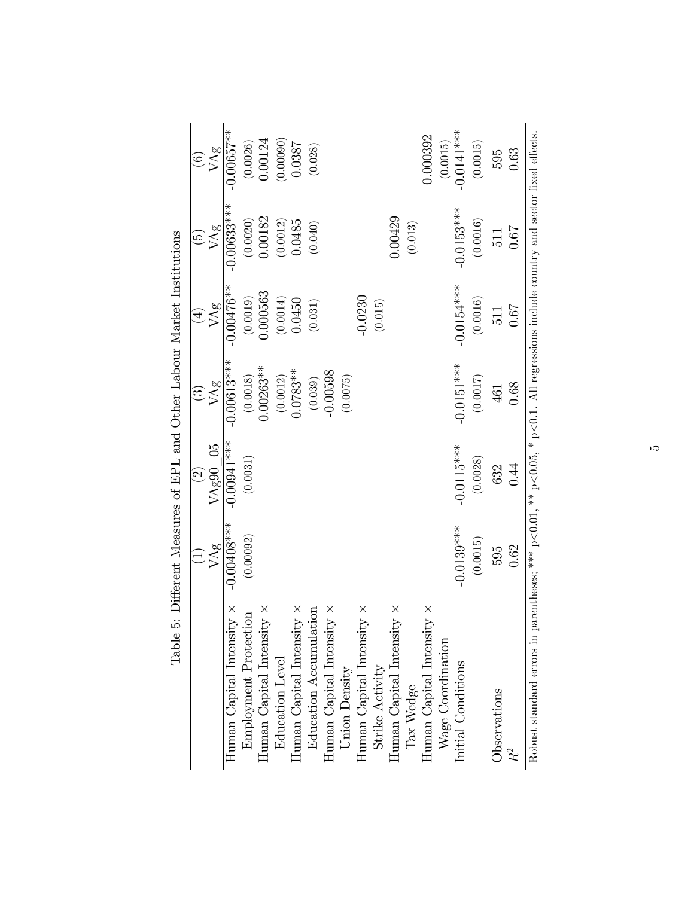Table 5: Different Measures of EPL and Other Labour Market Institutions

| | (1) | (2) | (3) | (4) | (5) | (6) |
|---|---|---|---|---|---|---|
| | VAg | VAg90_05 | VAg | VAg | VAg | VAg |
| Human Capital Intensity × | -0.00408*** | -0.00941*** | -0.00613*** | -0.00476** | -0.00633*** | -0.00657** |
| Employment Protection | (0.00092) | (0.0031) | (0.0018) | (0.0019) | (0.0020) | (0.0026) |
| Human Capital Intensity × | | | 0.00263** | 0.000563 | 0.00182 | 0.00124 |
| Education Level | | | (0.0012) | (0.0014) | (0.0012) | (0.00090) |
| Human Capital Intensity × | | | 0.0783** | 0.0450 | 0.0485 | 0.0387 |
| Education Accumulation | | | (0.039) | (0.031) | (0.040) | (0.028) |
| Human Capital Intensity × | | | -0.00598 | | | |
| Union Density | | | (0.0075) | | | |
| Human Capital Intensity × | | | | -0.0230 | | |
| Strike Activity | | | | (0.015) | | |
| Human Capital Intensity × | | | | | 0.00429 | |
| Tax Wedge | | | | | (0.013) | |
| Human Capital Intensity × | | | | | | 0.000392 |
| Wage Coordination | | | | | | (0.0015) |
| Initial Conditions | -0.0139*** | -0.0115*** | -0.0151*** | -0.0154*** | -0.0153*** | -0.0141*** |
| | (0.0015) | (0.0028) | (0.0017) | (0.0016) | (0.0016) | (0.0015) |
| Observations | 595 | 632 | 461 | 511 | 511 | 595 |
| $R^2$ | 0.62 | 0.44 | 0.68 | 0.67 | 0.67 | 0.63 |

Robust standard errors in parentheses; *** p<0.01, ** p<0.05, * p<0.1. All regressions include country and sector fixed effects.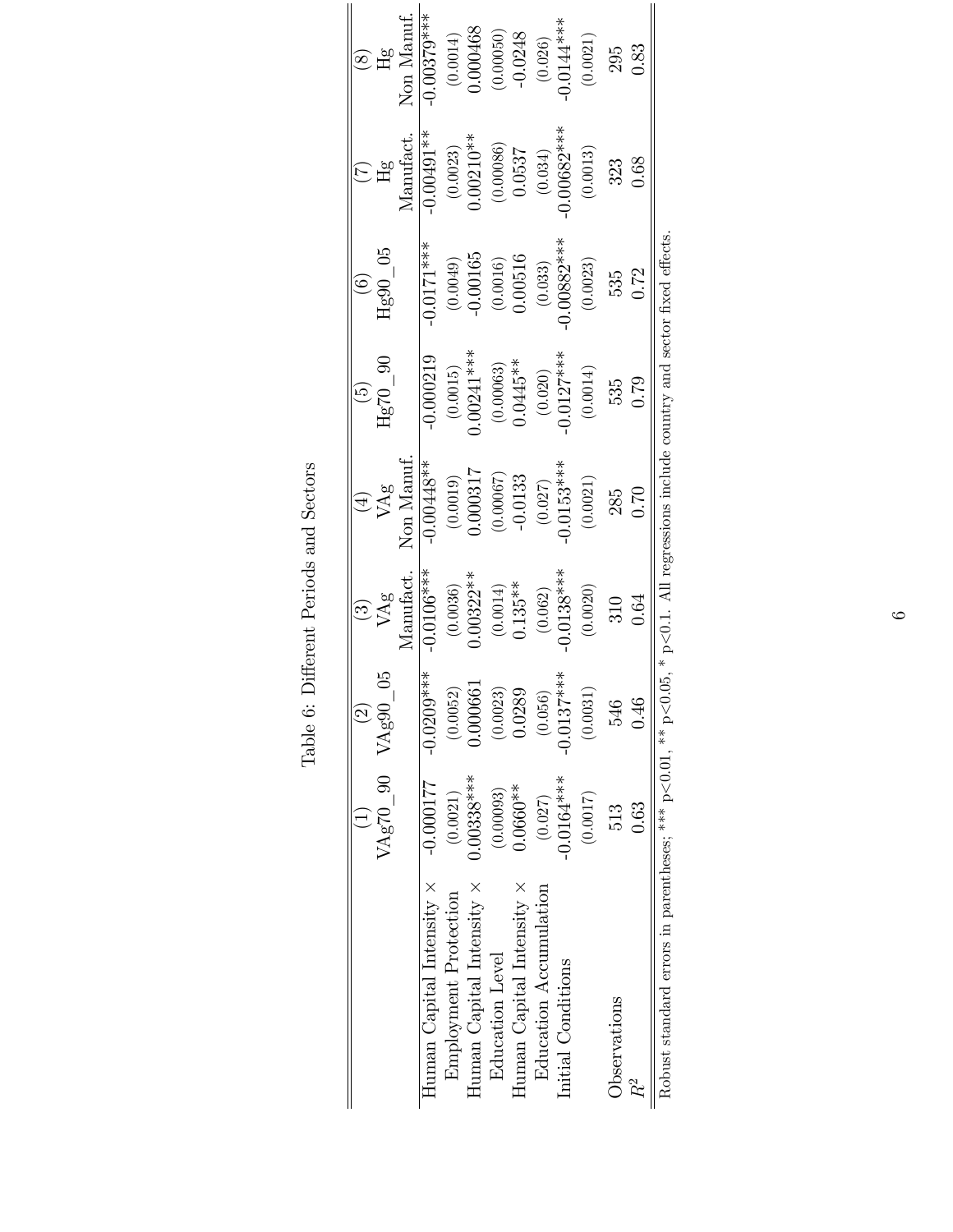Table 6: Different Periods and Sectors

| | (1) | (2) | (3) | (4) | (5) | (6) | (7) | (8) |
|---|---|---|---|---|---|---|---|---|
| | VAg70_90 | VAg90_05 | VAg | VAg | Hg70_90 | Hg90_05 | Hg | Hg |
| | | | Manufact. | Non Manuf. | | | Manufact. | Non Manuf. |
| Human Capital Intensity × | -0.000177 | -0.0209*** | -0.0106*** | -0.00448** | -0.000219 | -0.0171*** | -0.00491** | -0.00379*** |
| Employment Protection | (0.0021) | (0.0052) | (0.0036) | (0.0019) | (0.0015) | (0.0049) | (0.0023) | (0.0014) |
| Human Capital Intensity × | 0.00338*** | 0.000661 | 0.00322** | 0.000317 | 0.00241*** | -0.00165 | 0.00210** | 0.000468 |
| Education Level | (0.00093) | (0.0023) | (0.0014) | (0.00067) | (0.00063) | (0.0016) | (0.00086) | (0.00050) |
| Human Capital Intensity × | 0.0660** | 0.0289 | 0.135** | -0.0133 | 0.0445** | 0.00516 | 0.0537 | -0.0248 |
| Education Accumulation | (0.027) | (0.056) | (0.062) | (0.027) | (0.020) | (0.033) | (0.034) | (0.026) |
| Initial Conditions | -0.0164*** | -0.0137*** | -0.0138*** | -0.0153*** | -0.0127*** | -0.00882*** | -0.00682*** | -0.0144*** |
| | (0.0017) | (0.0031) | (0.0020) | (0.0021) | (0.0014) | (0.0023) | (0.0013) | (0.0021) |
| Observations | 513 | 546 | 310 | 285 | 535 | 535 | 323 | 295 |
| $R^2$ | 0.63 | 0.46 | 0.64 | 0.70 | 0.79 | 0.72 | 0.68 | 0.83 |

Robust standard errors in parentheses; *** p<0.01, ** p<0.05, * p<0.1. All regressions include country and sector fixed effects.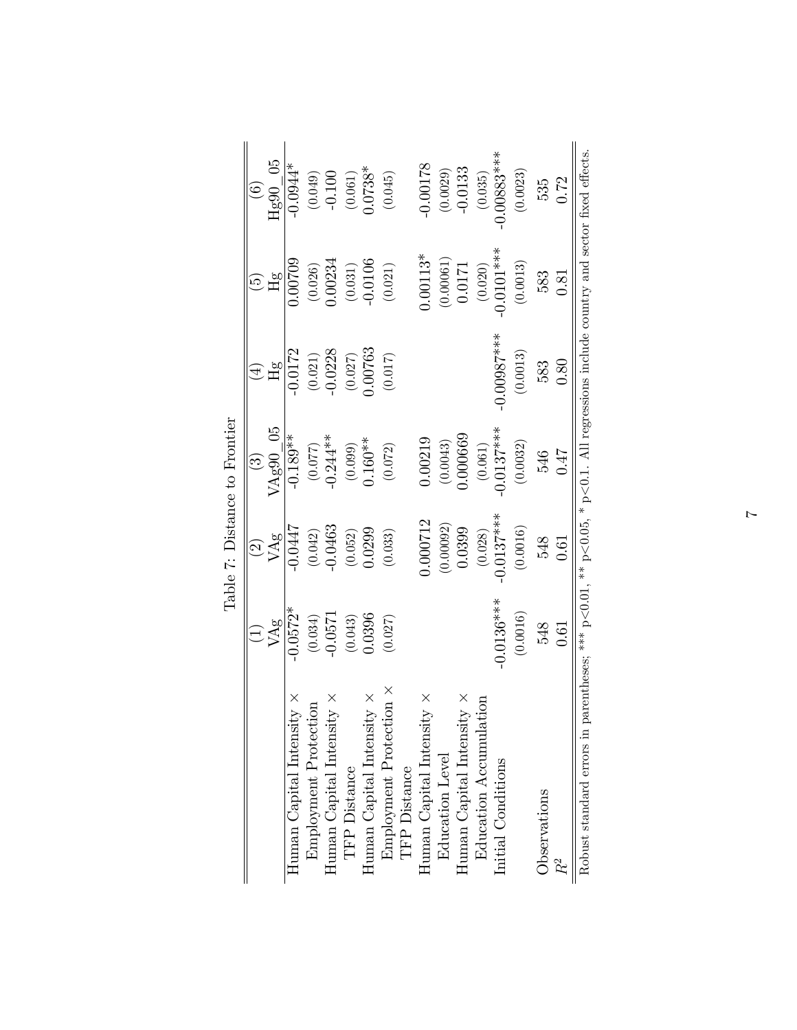Table 7: Distance to Frontier

| | (1) VAg | (2) VAg | (3) VAg90_05 | (4) Hg | (5) Hg | (6) Hg90_05 |
|---|---|---|---|---|---|---|
| Human Capital Intensity × Employment Protection | -0.0572* | -0.0447 | -0.189** | -0.0172 | 0.00709 | -0.0944* |
| | (0.034) | (0.042) | (0.077) | (0.021) | (0.026) | (0.049) |
| Human Capital Intensity × TFP Distance | -0.0571 | -0.0463 | -0.244** | -0.0228 | 0.00234 | -0.100 |
| | (0.043) | (0.052) | (0.099) | (0.027) | (0.031) | (0.061) |
| Human Capital Intensity × Employment Protection × TFP Distance | 0.0396 | 0.0299 | 0.160** | 0.00763 | -0.0106 | 0.0738* |
| | (0.027) | (0.033) | (0.072) | (0.017) | (0.021) | (0.045) |
| Human Capital Intensity × Education Level | | 0.000712 | 0.00219 | | 0.00113* | -0.00178 |
| | | (0.00092) | (0.0043) | | (0.00061) | (0.0029) |
| Human Capital Intensity × Education Accumulation | | 0.0399 | 0.000669 | | 0.0171 | -0.0133 |
| | | (0.028) | (0.061) | | (0.020) | (0.035) |
| Initial Conditions | -0.0136*** | -0.0137*** | -0.0137*** | -0.00987*** | -0.0101*** | -0.00883*** |
| | (0.0016) | (0.0016) | (0.0032) | (0.0013) | (0.0013) | (0.0023) |
| Observations | 548 | 548 | 546 | 583 | 583 | 535 |
| $R^2$ | 0.61 | 0.61 | 0.47 | 0.80 | 0.81 | 0.72 |

Robust standard errors in parentheses; *** $p<0.01$, ** $p<0.05$, * $p<0.1$. All regressions include country and sector fixed effects.